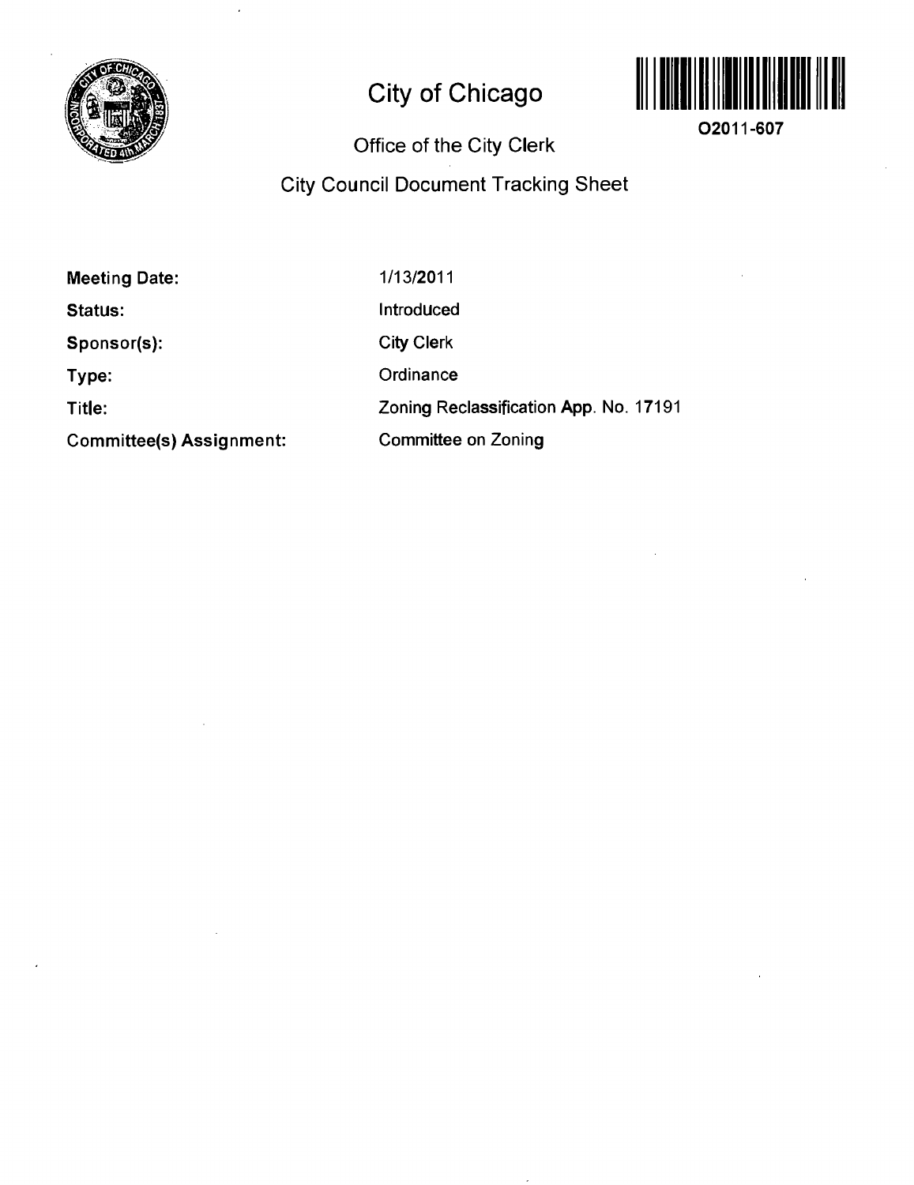# City of Chicago

O2011-607

## Office of the City Clerk

## City Council Document Tracking Sheet

| | |
|---|---|
| **Meeting Date:** | 1/13/2011 |
| **Status:** | Introduced |
| **Sponsor(s):** | City Clerk |
| **Type:** | Ordinance |
| **Title:** | Zoning Reclassification App. No. 17191 |
| **Committee(s) Assignment:** | Committee on Zoning |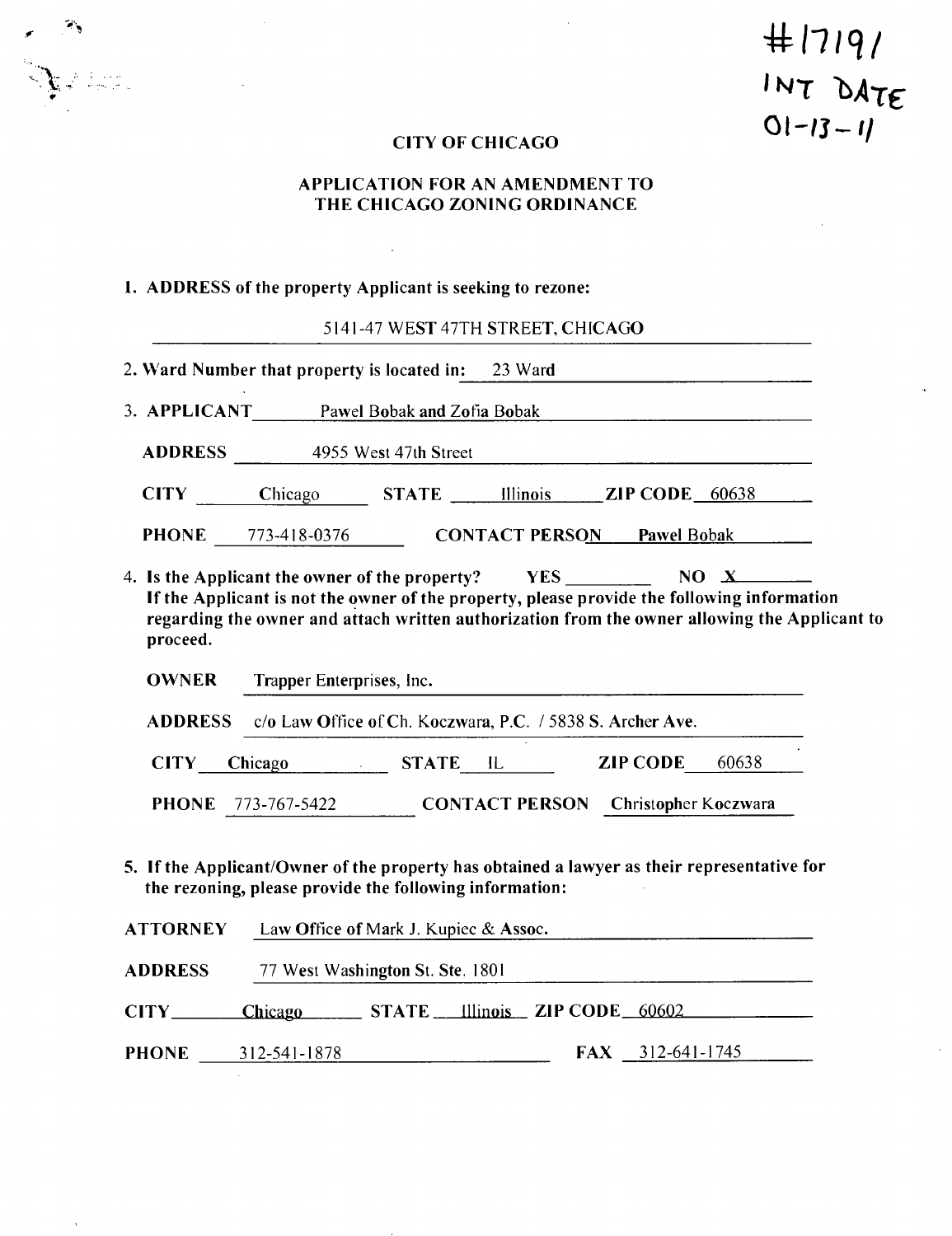#17191
INT DATE
01-13-11

# CITY OF CHICAGO

## APPLICATION FOR AN AMENDMENT TO THE CHICAGO ZONING ORDINANCE

1. **ADDRESS of the property Applicant is seeking to rezone:**

   5141-47 WEST 47TH STREET, CHICAGO

2. **Ward Number that property is located in:** 23 Ward

3. **APPLICANT** Pawel Bobak and Zofia Bobak

   **ADDRESS** 4955 West 47th Street

   **CITY** Chicago **STATE** Illinois **ZIP CODE** 60638

   **PHONE** 773-418-0376 **CONTACT PERSON** Pawel Bobak

4. **Is the Applicant the owner of the property?** **YES** ________ **NO** X
   **If the Applicant is not the owner of the property, please provide the following information regarding the owner and attach written authorization from the owner allowing the Applicant to proceed.**

   **OWNER** Trapper Enterprises, Inc.

   **ADDRESS** c/o Law Office of Ch. Koczwara, P.C. / 5838 S. Archer Ave.

   **CITY** Chicago **STATE** IL **ZIP CODE** 60638

   **PHONE** 773-767-5422 **CONTACT PERSON** Christopher Koczwara

5. **If the Applicant/Owner of the property has obtained a lawyer as their representative for the rezoning, please provide the following information:**

**ATTORNEY** Law Office of Mark J. Kupiec & Assoc.

**ADDRESS** 77 West Washington St. Ste. 1801

**CITY** Chicago **STATE** Illinois **ZIP CODE** 60602

**PHONE** 312-541-1878 **FAX** 312-641-1745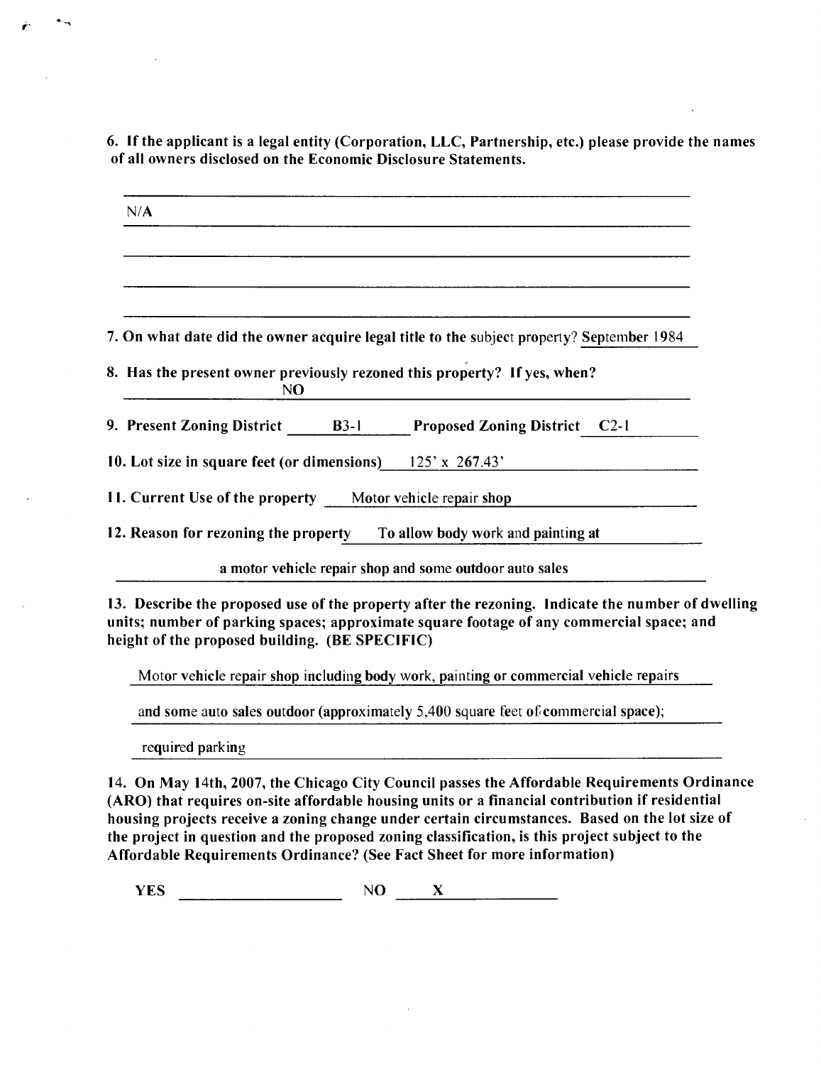**6. If the applicant is a legal entity (Corporation, LLC, Partnership, etc.) please provide the names of all owners disclosed on the Economic Disclosure Statements.**

N/A

**7. On what date did the owner acquire legal title to the** subject property? September 1984

**8. Has the present owner previously rezoned this property? If yes, when?**

NO

**9. Present Zoning District** B3-1 **Proposed Zoning District** C2-1

**10. Lot size in square feet (or dimensions)** 125' x 267.43'

**11. Current Use of the property** Motor vehicle repair shop

**12. Reason for rezoning the property** To allow body work and painting at a motor vehicle repair shop and some outdoor auto sales

**13. Describe the proposed use of the property after the rezoning. Indicate the number of dwelling units; number of parking spaces; approximate square footage of any commercial space; and height of the proposed building. (BE SPECIFIC)**

Motor vehicle repair shop including body work, painting or commercial vehicle repairs and some auto sales outdoor (approximately 5,400 square feet of commercial space); required parking

**14. On May 14th, 2007, the Chicago City Council passes the Affordable Requirements Ordinance (ARO) that requires on-site affordable housing units or a financial contribution if residential housing projects receive a zoning change under certain circumstances. Based on the lot size of the project in question and the proposed zoning classification, is this project subject to the Affordable Requirements Ordinance? (See Fact Sheet for more information)**

**YES** ______ NO **X**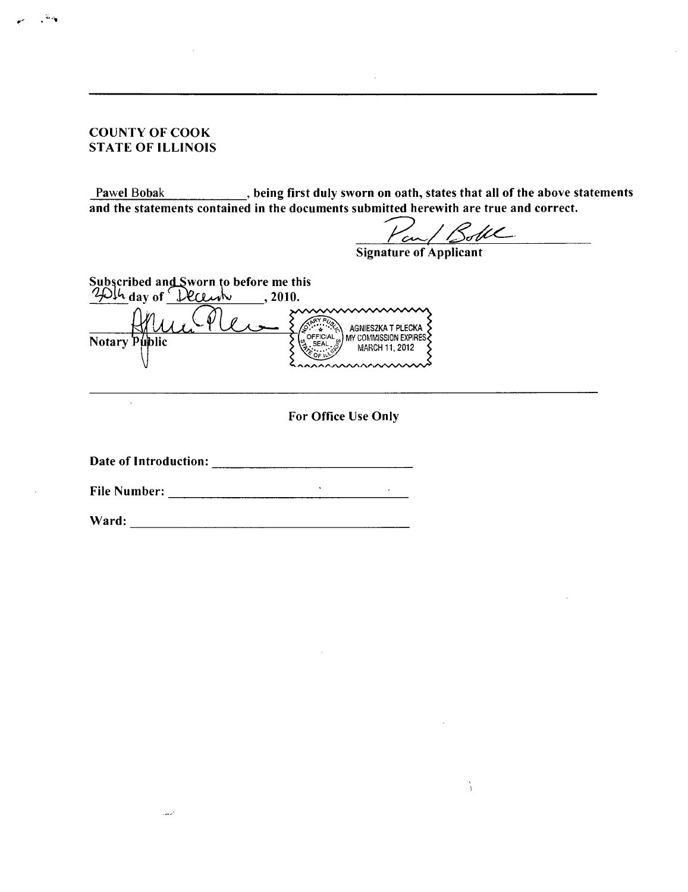---

**COUNTY OF COOK**
**STATE OF ILLINOIS**

Pawel Bobak \_\_\_\_\_\_\_\_\_\_\_\_, **being first duly sworn on oath, states that all of the above statements and the statements contained in the documents submitted herewith are true and correct.**

Paul Bobak

**Signature of Applicant**

**Subscribed and Sworn to before me this**
20th **day of** December **, 2010.**

\_\_\_\_\_\_\_\_\_\_\_\_\_\_\_\_\_\_\_\_
**Notary Public**

OFFICIAL SEAL
AGNIESZKA T PLECKA
NOTARY PUBLIC - STATE OF ILLINOIS
MY COMMISSION EXPIRES MARCH 11, 2012

---

**For Office Use Only**

**Date of Introduction:** \_\_\_\_\_\_\_\_\_\_\_\_\_\_\_\_\_\_\_\_

**File Number:** \_\_\_\_\_\_\_\_\_\_\_\_\_\_\_\_\_\_\_\_

**Ward:** \_\_\_\_\_\_\_\_\_\_\_\_\_\_\_\_\_\_\_\_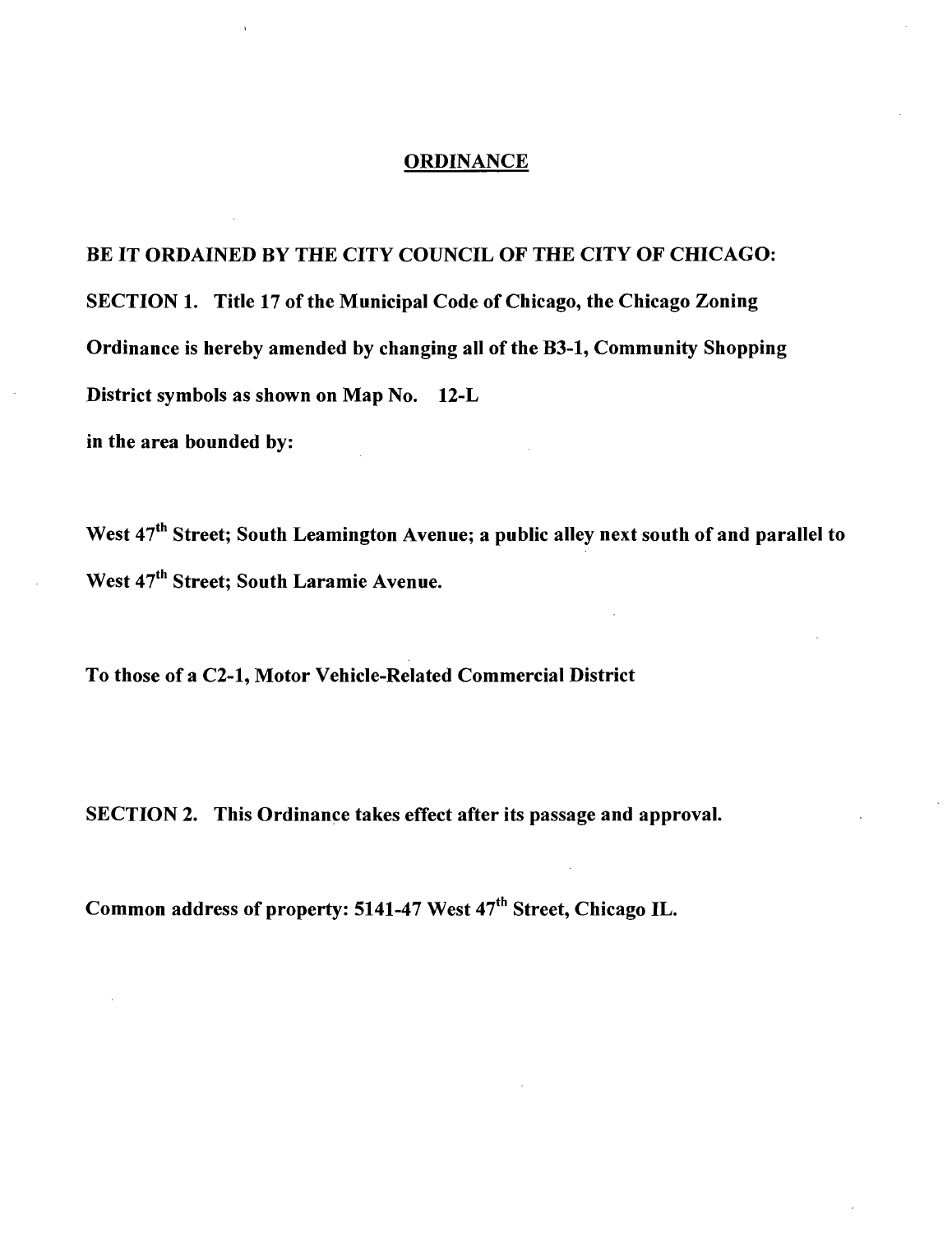# ORDINANCE

**BE IT ORDAINED BY THE CITY COUNCIL OF THE CITY OF CHICAGO:**

**SECTION 1. Title 17 of the Municipal Code of Chicago, the Chicago Zoning Ordinance is hereby amended by changing all of the B3-1, Community Shopping District symbols as shown on Map No. 12-L in the area bounded by:**

**West 47th Street; South Leamington Avenue; a public alley next south of and parallel to West 47th Street; South Laramie Avenue.**

**To those of a C2-1, Motor Vehicle-Related Commercial District**

**SECTION 2. This Ordinance takes effect after its passage and approval.**

**Common address of property: 5141-47 West 47th Street, Chicago IL.**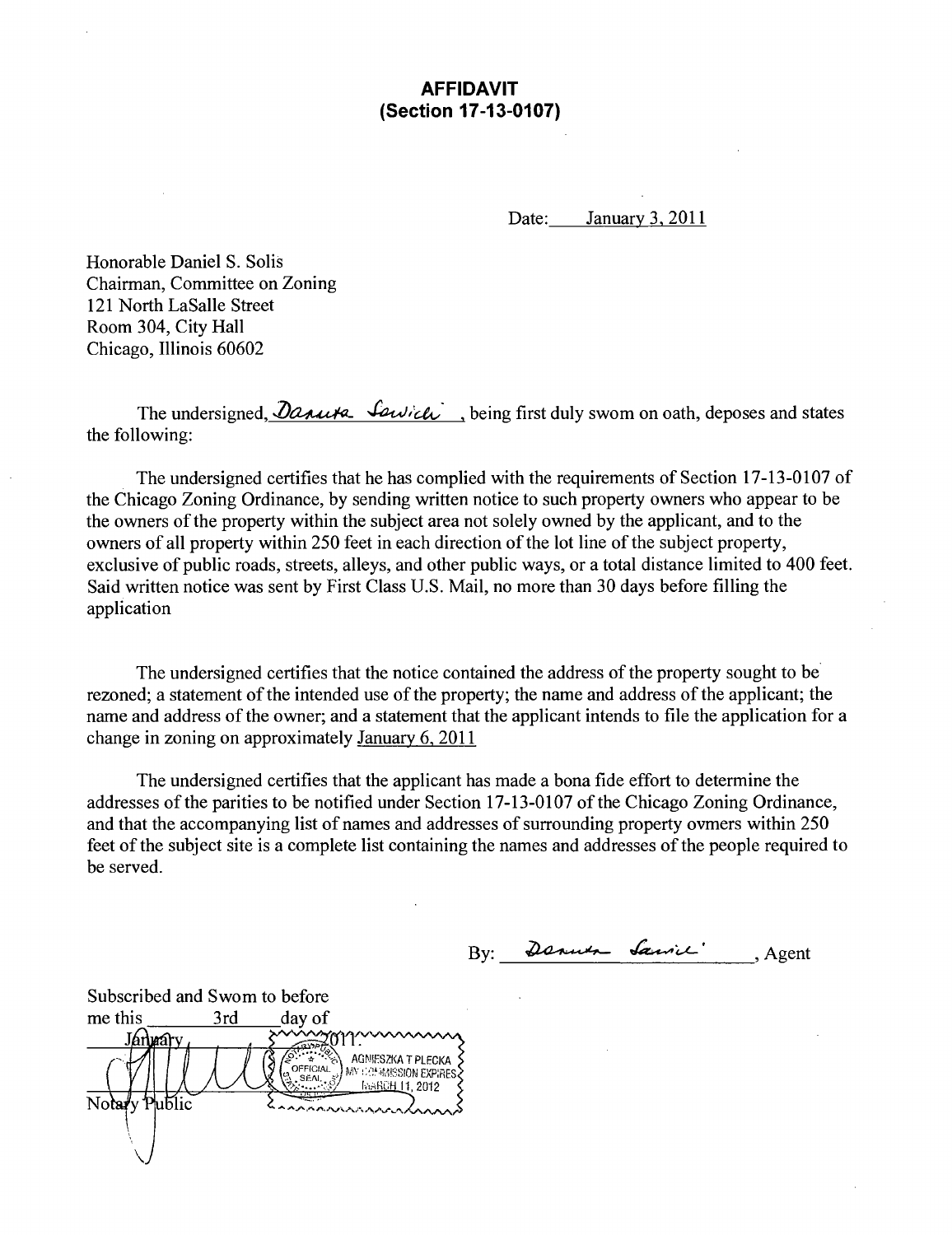# AFFIDAVIT
## (Section 17-13-0107)

Date: January 3, 2011

Honorable Daniel S. Solis
Chairman, Committee on Zoning
121 North LaSalle Street
Room 304, City Hall
Chicago, Illinois 60602

The undersigned, Danuta Sawicki, being first duly swom on oath, deposes and states the following:

The undersigned certifies that he has complied with the requirements of Section 17-13-0107 of the Chicago Zoning Ordinance, by sending written notice to such property owners who appear to be the owners of the property within the subject area not solely owned by the applicant, and to the owners of all property within 250 feet in each direction of the lot line of the subject property, exclusive of public roads, streets, alleys, and other public ways, or a total distance limited to 400 feet. Said written notice was sent by First Class U.S. Mail, no more than 30 days before filling the application

The undersigned certifies that the notice contained the address of the property sought to be rezoned; a statement of the intended use of the property; the name and address of the applicant; the name and address of the owner; and a statement that the applicant intends to file the application for a change in zoning on approximately January 6, 2011

The undersigned certifies that the applicant has made a bona fide effort to determine the addresses of the parities to be notified under Section 17-13-0107 of the Chicago Zoning Ordinance, and that the accompanying list of names and addresses of surrounding property ovmers within 250 feet of the subject site is a complete list containing the names and addresses of the people required to be served.

By: Danuta Sawicki, Agent

Subscribed and Swom to before me this 3rd day of January, 2011.

Notary Public

OFFICIAL SEAL
AGNIESZKA T PLECKA
MY COMMISSION EXPIRES MARCH 11, 2012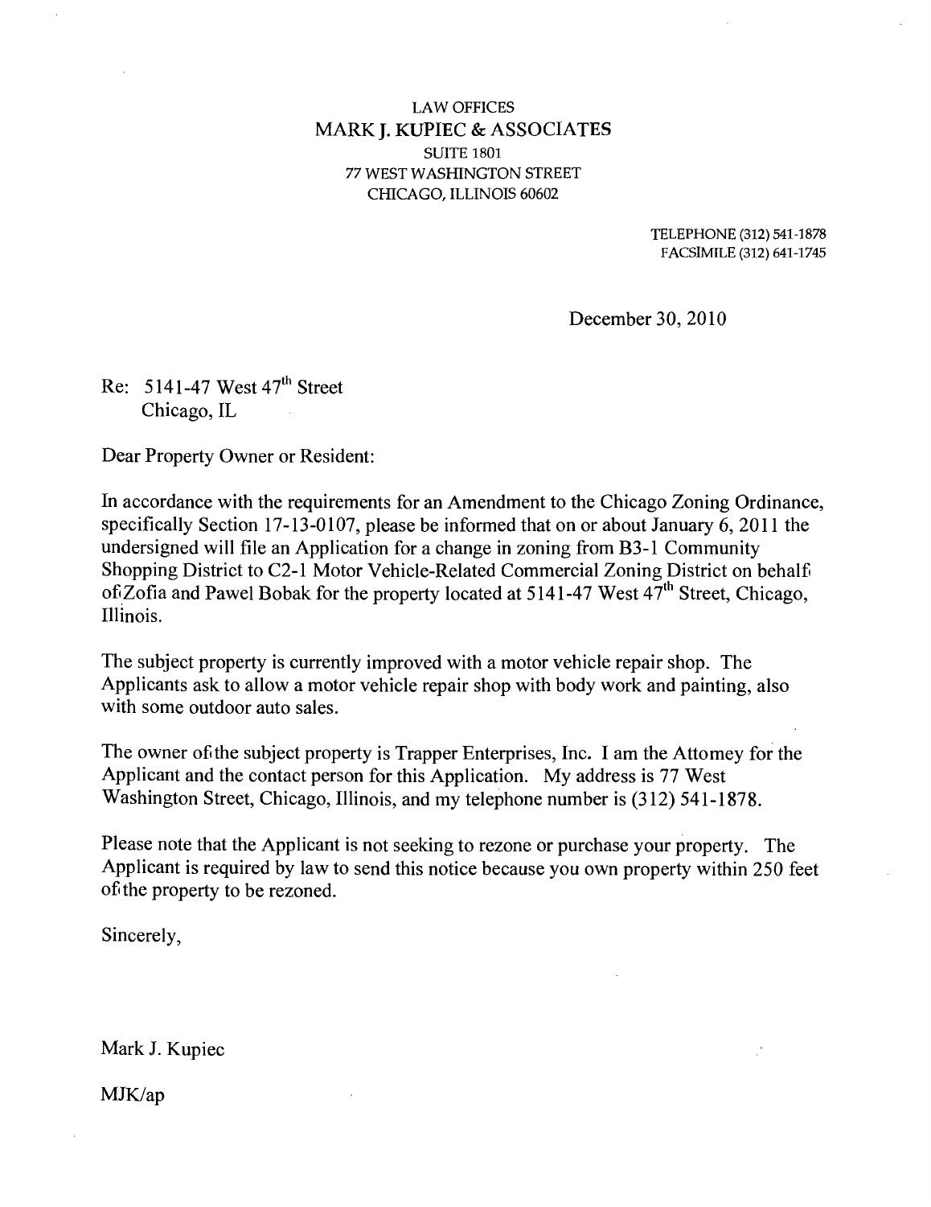LAW OFFICES
MARK J. KUPIEC & ASSOCIATES
SUITE 1801
77 WEST WASHINGTON STREET
CHICAGO, ILLINOIS 60602

TELEPHONE (312) 541-1878
FACSIMILE (312) 641-1745

December 30, 2010

Re: 5141-47 West 47th Street
Chicago, IL

Dear Property Owner or Resident:

In accordance with the requirements for an Amendment to the Chicago Zoning Ordinance, specifically Section 17-13-0107, please be informed that on or about January 6, 2011 the undersigned will file an Application for a change in zoning from B3-1 Community Shopping District to C2-1 Motor Vehicle-Related Commercial Zoning District on behalf of Zofia and Pawel Bobak for the property located at 5141-47 West 47th Street, Chicago, Illinois.

The subject property is currently improved with a motor vehicle repair shop. The Applicants ask to allow a motor vehicle repair shop with body work and painting, also with some outdoor auto sales.

The owner of the subject property is Trapper Enterprises, Inc. I am the Attorney for the Applicant and the contact person for this Application. My address is 77 West Washington Street, Chicago, Illinois, and my telephone number is (312) 541-1878.

Please note that the Applicant is not seeking to rezone or purchase your property. The Applicant is required by law to send this notice because you own property within 250 feet of the property to be rezoned.

Sincerely,

Mark J. Kupiec

MJK/ap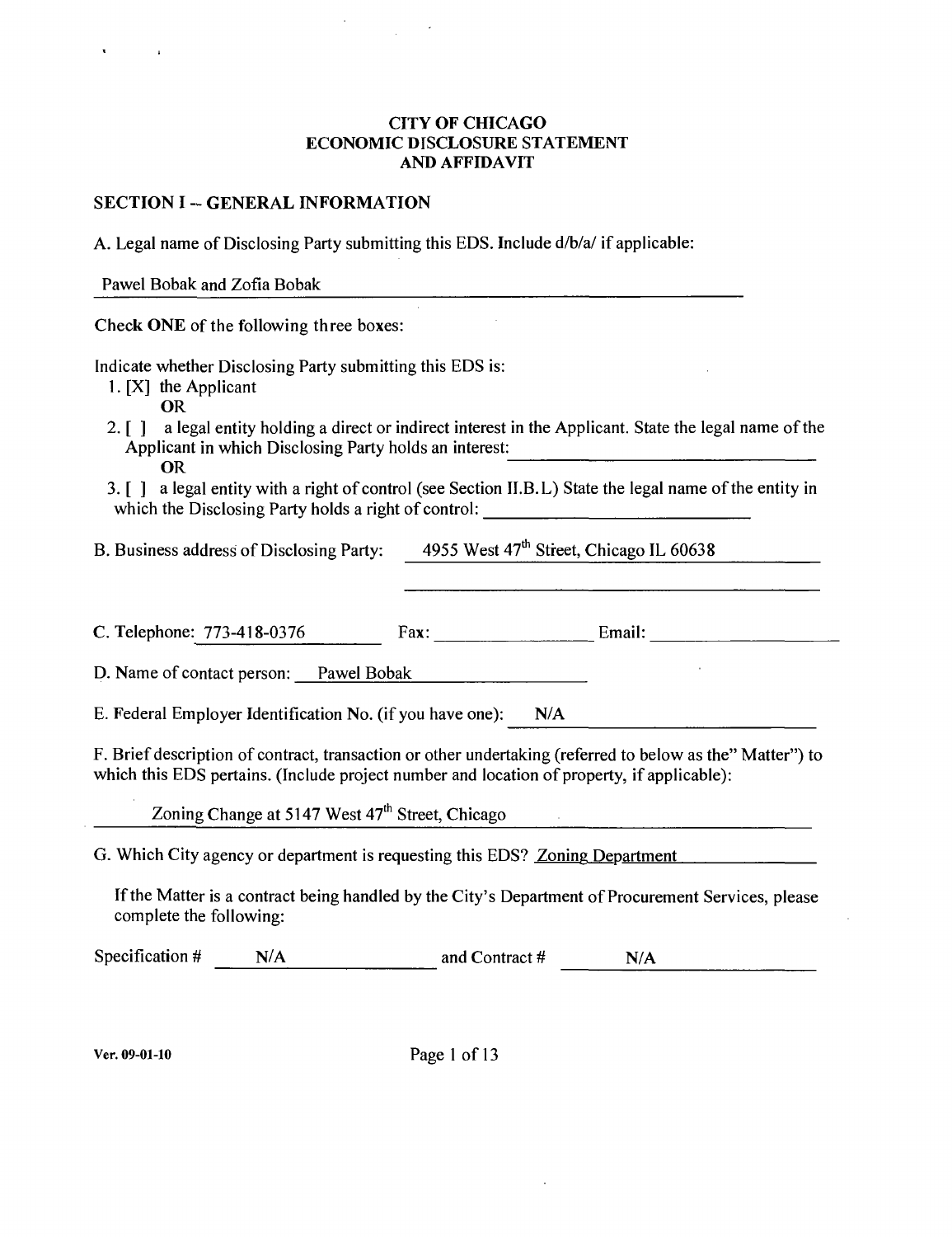# CITY OF CHICAGO
# ECONOMIC DISCLOSURE STATEMENT
# AND AFFIDAVIT

## SECTION I -- GENERAL INFORMATION

A. Legal name of Disclosing Party submitting this EDS. Include d/b/a/ if applicable:

Pawel Bobak and Zofia Bobak

Check **ONE** of the following three boxes:

Indicate whether Disclosing Party submitting this EDS is:

1. [X] the Applicant
   **OR**
2. [ ] a legal entity holding a direct or indirect interest in the Applicant. State the legal name of the Applicant in which Disclosing Party holds an interest: ____________
   **OR**
3. [ ] a legal entity with a right of control (see Section II.B.L) State the legal name of the entity in which the Disclosing Party holds a right of control: ____________

B. Business address of Disclosing Party: 4955 West 47th Street, Chicago IL 60638

C. Telephone: 773-418-0376 Fax: ____________ Email: ____________

D. Name of contact person: Pawel Bobak

E. Federal Employer Identification No. (if you have one): N/A

F. Brief description of contract, transaction or other undertaking (referred to below as the" Matter") to which this EDS pertains. (Include project number and location of property, if applicable):

Zoning Change at 5147 West 47th Street, Chicago

G. Which City agency or department is requesting this EDS? Zoning Department

If the Matter is a contract being handled by the City's Department of Procurement Services, please complete the following:

Specification # N/A and Contract # N/A

Ver. 09-01-10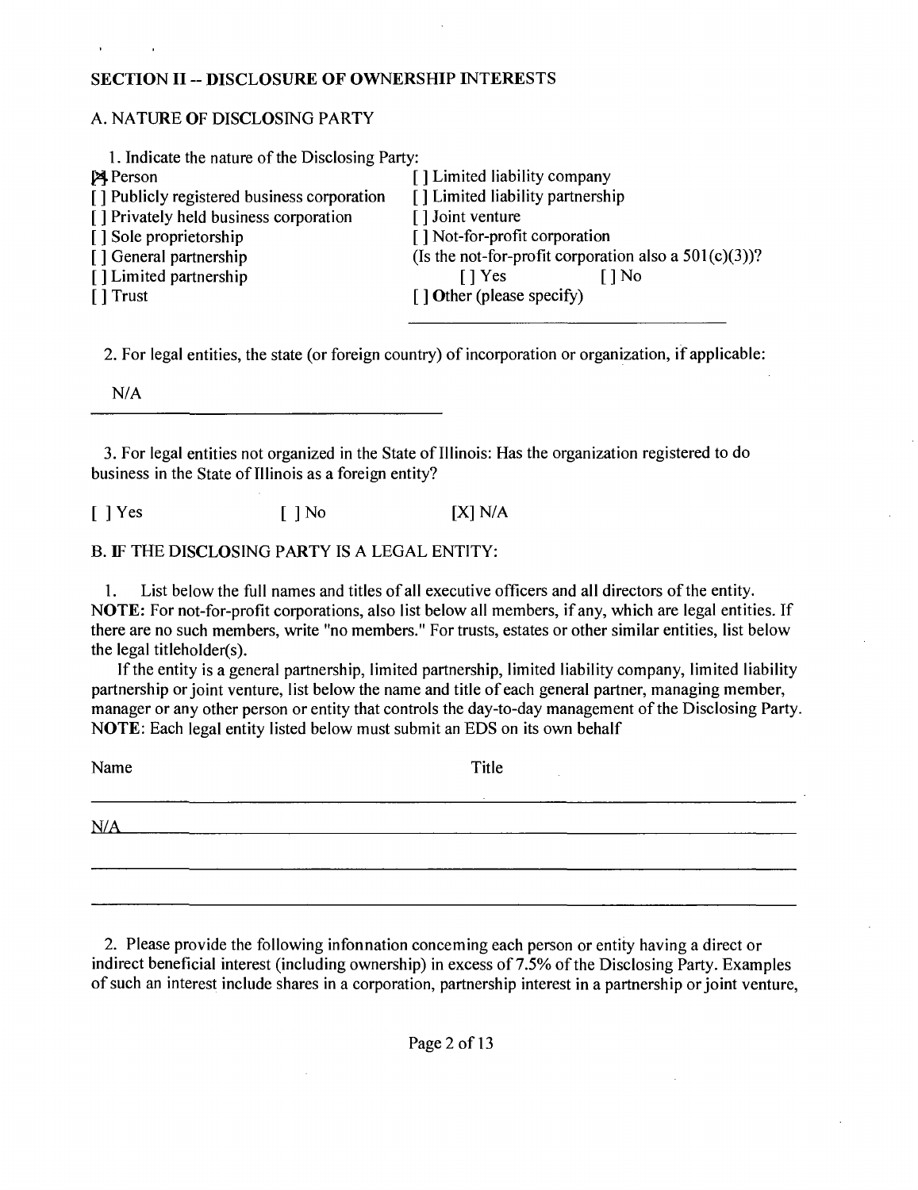## SECTION II -- DISCLOSURE OF OWNERSHIP INTERESTS

### A. NATURE OF DISCLOSING PARTY

1. Indicate the nature of the Disclosing Party:

[X] Person
[ ] Publicly registered business corporation
[ ] Privately held business corporation
[ ] Sole proprietorship
[ ] General partnership
[ ] Limited partnership
[ ] Trust
[ ] Limited liability company
[ ] Limited liability partnership
[ ] Joint venture
[ ] Not-for-profit corporation
(Is the not-for-profit corporation also a 501(c)(3))?
[ ] Yes [ ] No
[ ] Other (please specify)

2. For legal entities, the state (or foreign country) of incorporation or organization, if applicable:

N/A

3. For legal entities not organized in the State of Illinois: Has the organization registered to do business in the State of Illinois as a foreign entity?

[ ] Yes [ ] No [X] N/A

### B. IF THE DISCLOSING PARTY IS A LEGAL ENTITY:

1. List below the full names and titles of all executive officers and all directors of the entity. **NOTE:** For not-for-profit corporations, also list below all members, if any, which are legal entities. If there are no such members, write "no members." For trusts, estates or other similar entities, list below the legal titleholder(s).

If the entity is a general partnership, limited partnership, limited liability company, limited liability partnership or joint venture, list below the name and title of each general partner, managing member, manager or any other person or entity that controls the day-to-day management of the Disclosing Party. **NOTE:** Each legal entity listed below must submit an EDS on its own behalf

| Name | Title |
|---|---|
| N/A | |

2. Please provide the following infonnation conceming each person or entity having a direct or indirect beneficial interest (including ownership) in excess of 7.5% of the Disclosing Party. Examples of such an interest include shares in a corporation, partnership interest in a partnership or joint venture,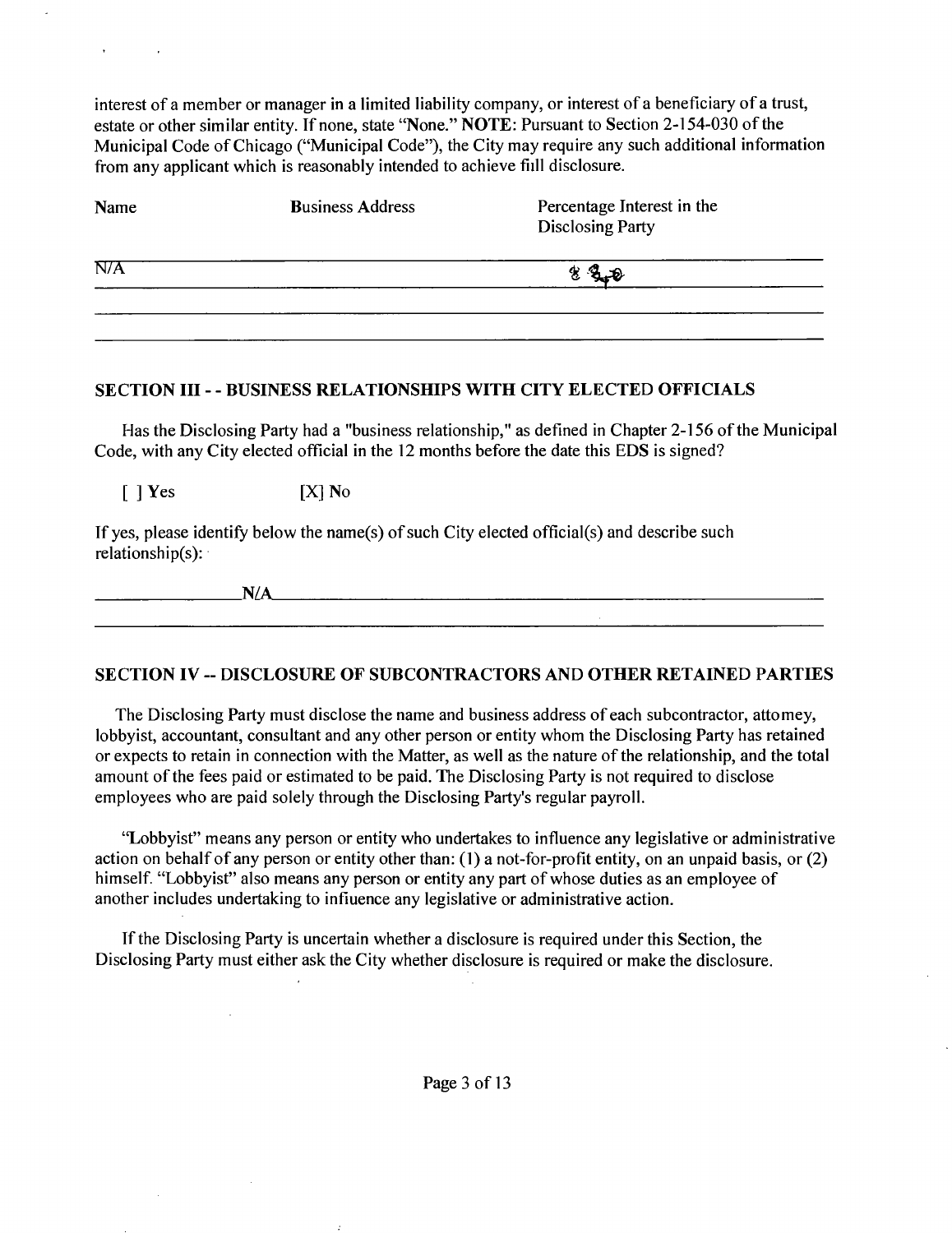interest of a member or manager in a limited liability company, or interest of a beneficiary of a trust, estate or other similar entity. If none, state "None." **NOTE**: Pursuant to Section 2-154-030 of the Municipal Code of Chicago ("Municipal Code"), the City may require any such additional information from any applicant which is reasonably intended to achieve fill disclosure.

| Name | Business Address | Percentage Interest in the Disclosing Party |
|---|---|---|
| N/A | | |
| | | |
| | | |

## SECTION III - - BUSINESS RELATIONSHIPS WITH CITY ELECTED OFFICIALS

Has the Disclosing Party had a "business relationship," as defined in Chapter 2-156 of the Municipal Code, with any City elected official in the 12 months before the date this EDS is signed?

[ ] Yes [X] No

If yes, please identify below the name(s) of such City elected official(s) and describe such relationship(s):

N/A

## SECTION IV -- DISCLOSURE OF SUBCONTRACTORS AND OTHER RETAINED PARTIES

The Disclosing Party must disclose the name and business address of each subcontractor, attomey, lobbyist, accountant, consultant and any other person or entity whom the Disclosing Party has retained or expects to retain in connection with the Matter, as well as the nature of the relationship, and the total amount of the fees paid or estimated to be paid. The Disclosing Party is not required to disclose employees who are paid solely through the Disclosing Party's regular payroll.

"Lobbyist" means any person or entity who undertakes to influence any legislative or administrative action on behalf of any person or entity other than: (1) a not-for-profit entity, on an unpaid basis, or (2) himself. "Lobbyist" also means any person or entity any part of whose duties as an employee of another includes undertaking to influence any legislative or administrative action.

If the Disclosing Party is uncertain whether a disclosure is required under this Section, the Disclosing Party must either ask the City whether disclosure is required or make the disclosure.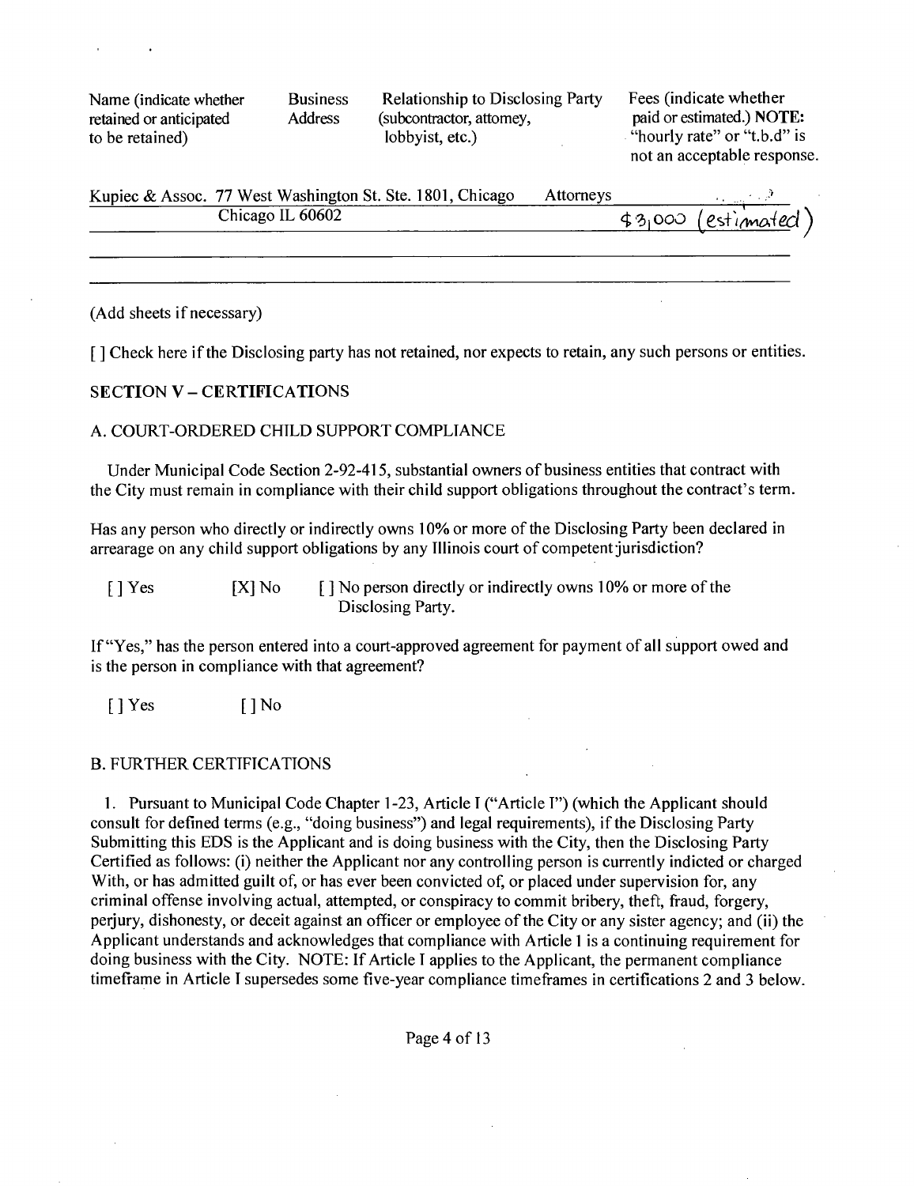| Name (indicate whether retained or anticipated to be retained) | Business Address | Relationship to Disclosing Party (subcontractor, attorney, lobbyist, etc.) | Fees (indicate whether paid or estimated.) **NOTE:** "hourly rate" or "t.b.d" is not an acceptable response. |
|---|---|---|---|
| Kupiec & Assoc. | 77 West Washington St. Ste. 1801, Chicago Chicago IL 60602 | Attorneys | $3,000 (estimated) |

(Add sheets if necessary)

[ ] Check here if the Disclosing party has not retained, nor expects to retain, any such persons or entities.

## SECTION V – CERTIFICATIONS

### A. COURT-ORDERED CHILD SUPPORT COMPLIANCE

Under Municipal Code Section 2-92-415, substantial owners of business entities that contract with the City must remain in compliance with their child support obligations throughout the contract's term.

Has any person who directly or indirectly owns 10% or more of the Disclosing Party been declared in arrearage on any child support obligations by any Illinois court of competent jurisdiction?

[ ] Yes [X] No [ ] No person directly or indirectly owns 10% or more of the Disclosing Party.

If "Yes," has the person entered into a court-approved agreement for payment of all support owed and is the person in compliance with that agreement?

[ ] Yes [ ] No

### B. FURTHER CERTIFICATIONS

1. Pursuant to Municipal Code Chapter 1-23, Article I ("Article I") (which the Applicant should consult for defined terms (e.g., "doing business") and legal requirements), if the Disclosing Party Submitting this EDS is the Applicant and is doing business with the City, then the Disclosing Party Certified as follows: (i) neither the Applicant nor any controlling person is currently indicted or charged With, or has admitted guilt of, or has ever been convicted of, or placed under supervision for, any criminal offense involving actual, attempted, or conspiracy to commit bribery, theft, fraud, forgery, perjury, dishonesty, or deceit against an officer or employee of the City or any sister agency; and (ii) the Applicant understands and acknowledges that compliance with Article 1 is a continuing requirement for doing business with the City. NOTE: If Article I applies to the Applicant, the permanent compliance timeframe in Article I supersedes some five-year compliance timeframes in certifications 2 and 3 below.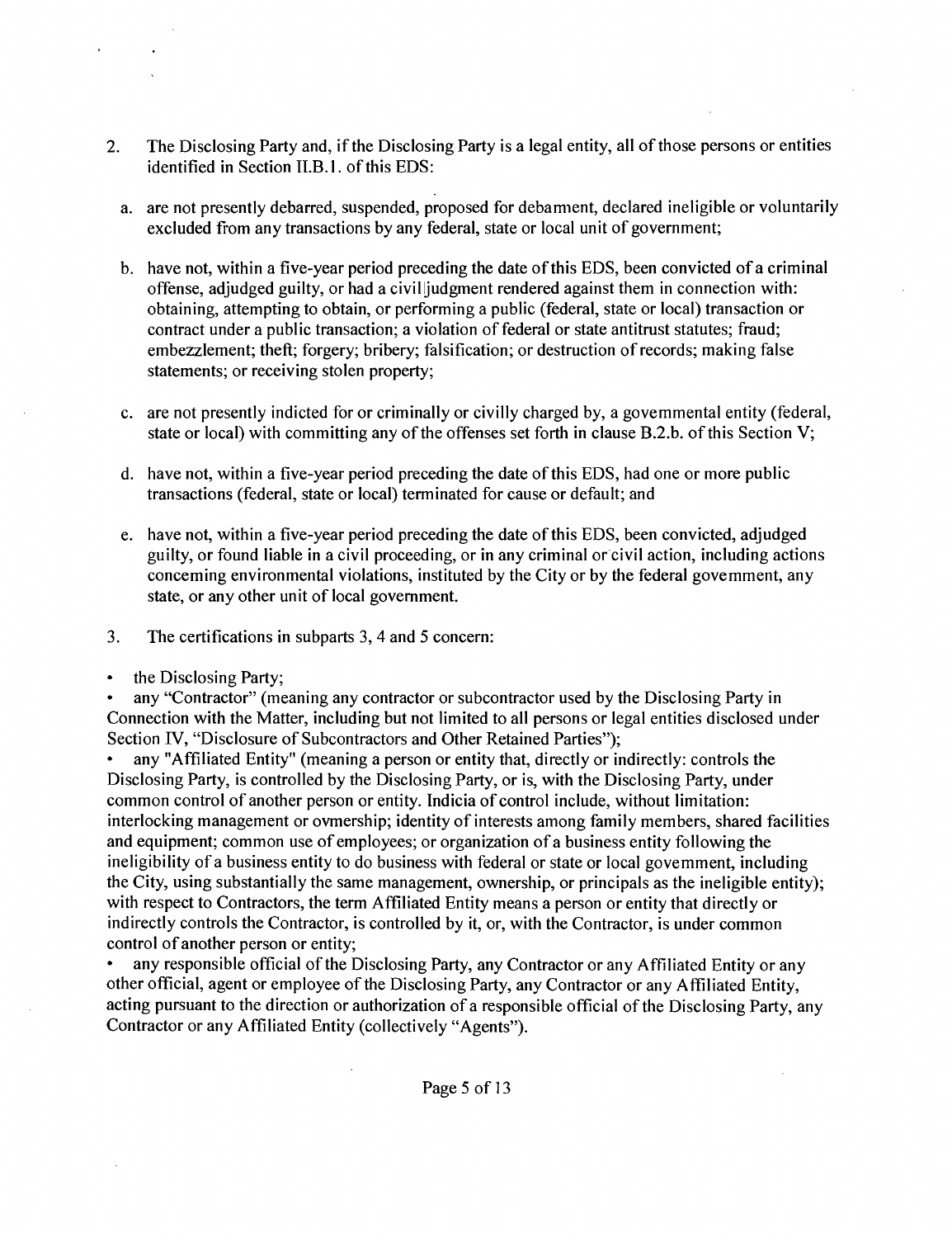2. The Disclosing Party and, if the Disclosing Party is a legal entity, all of those persons or entities identified in Section II.B.1. of this EDS:

   a. are not presently debarred, suspended, proposed for debarment, declared ineligible or voluntarily excluded from any transactions by any federal, state or local unit of government;

   b. have not, within a five-year period preceding the date of this EDS, been convicted of a criminal offense, adjudged guilty, or had a civil judgment rendered against them in connection with: obtaining, attempting to obtain, or performing a public (federal, state or local) transaction or contract under a public transaction; a violation of federal or state antitrust statutes; fraud; embezzlement; theft; forgery; bribery; falsification; or destruction of records; making false statements; or receiving stolen property;

   c. are not presently indicted for or criminally or civilly charged by, a governmental entity (federal, state or local) with committing any of the offenses set forth in clause B.2.b. of this Section V;

   d. have not, within a five-year period preceding the date of this EDS, had one or more public transactions (federal, state or local) terminated for cause or default; and

   e. have not, within a five-year period preceding the date of this EDS, been convicted, adjudged guilty, or found liable in a civil proceeding, or in any criminal or civil action, including actions concerning environmental violations, instituted by the City or by the federal government, any state, or any other unit of local government.

3. The certifications in subparts 3, 4 and 5 concern:

- the Disclosing Party;
- any "Contractor" (meaning any contractor or subcontractor used by the Disclosing Party in Connection with the Matter, including but not limited to all persons or legal entities disclosed under Section IV, "Disclosure of Subcontractors and Other Retained Parties");
- any "Affiliated Entity" (meaning a person or entity that, directly or indirectly: controls the Disclosing Party, is controlled by the Disclosing Party, or is, with the Disclosing Party, under common control of another person or entity. Indicia of control include, without limitation: interlocking management or ownership; identity of interests among family members, shared facilities and equipment; common use of employees; or organization of a business entity following the ineligibility of a business entity to do business with federal or state or local government, including the City, using substantially the same management, ownership, or principals as the ineligible entity); with respect to Contractors, the term Affiliated Entity means a person or entity that directly or indirectly controls the Contractor, is controlled by it, or, with the Contractor, is under common control of another person or entity;
- any responsible official of the Disclosing Party, any Contractor or any Affiliated Entity or any other official, agent or employee of the Disclosing Party, any Contractor or any Affiliated Entity, acting pursuant to the direction or authorization of a responsible official of the Disclosing Party, any Contractor or any Affiliated Entity (collectively "Agents").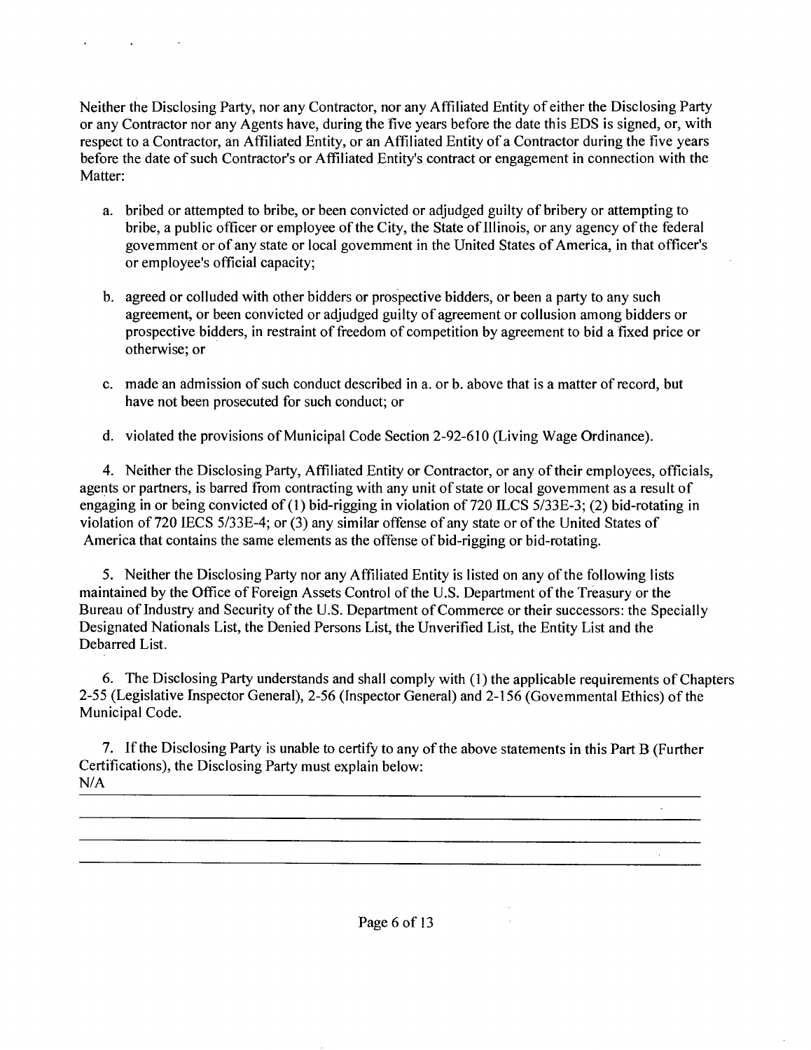Neither the Disclosing Party, nor any Contractor, nor any Affiliated Entity of either the Disclosing Party or any Contractor nor any Agents have, during the five years before the date this EDS is signed, or, with respect to a Contractor, an Affiliated Entity, or an Affiliated Entity of a Contractor during the five years before the date of such Contractor's or Affiliated Entity's contract or engagement in connection with the Matter:

a. bribed or attempted to bribe, or been convicted or adjudged guilty of bribery or attempting to bribe, a public officer or employee of the City, the State of Illinois, or any agency of the federal government or of any state or local government in the United States of America, in that officer's or employee's official capacity;

b. agreed or colluded with other bidders or prospective bidders, or been a party to any such agreement, or been convicted or adjudged guilty of agreement or collusion among bidders or prospective bidders, in restraint of freedom of competition by agreement to bid a fixed price or otherwise; or

c. made an admission of such conduct described in a. or b. above that is a matter of record, but have not been prosecuted for such conduct; or

d. violated the provisions of Municipal Code Section 2-92-610 (Living Wage Ordinance).

4. Neither the Disclosing Party, Affiliated Entity or Contractor, or any of their employees, officials, agents or partners, is barred from contracting with any unit of state or local government as a result of engaging in or being convicted of (1) bid-rigging in violation of 720 ILCS 5/33E-3; (2) bid-rotating in violation of 720 IECS 5/33E-4; or (3) any similar offense of any state or of the United States of America that contains the same elements as the offense of bid-rigging or bid-rotating.

5. Neither the Disclosing Party nor any Affiliated Entity is listed on any of the following lists maintained by the Office of Foreign Assets Control of the U.S. Department of the Treasury or the Bureau of Industry and Security of the U.S. Department of Commerce or their successors: the Specially Designated Nationals List, the Denied Persons List, the Unverified List, the Entity List and the Debarred List.

6. The Disclosing Party understands and shall comply with (1) the applicable requirements of Chapters 2-55 (Legislative Inspector General), 2-56 (Inspector General) and 2-156 (Governmental Ethics) of the Municipal Code.

7. If the Disclosing Party is unable to certify to any of the above statements in this Part B (Further Certifications), the Disclosing Party must explain below:

N/A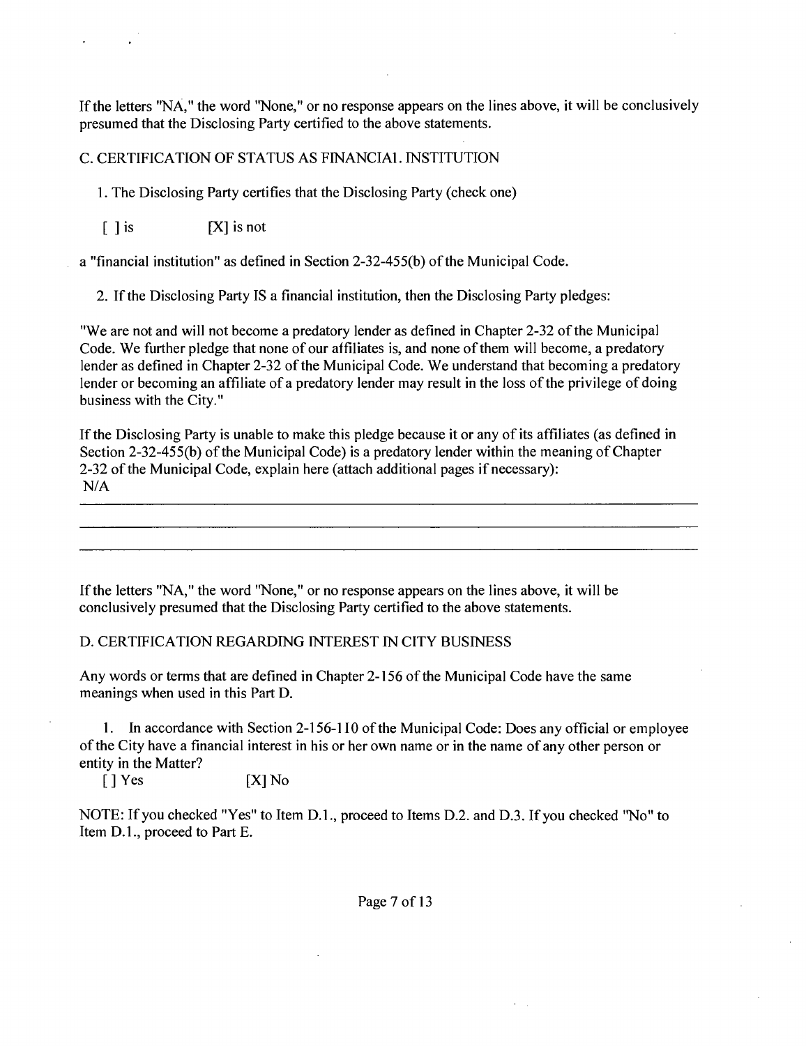If the letters "NA," the word "None," or no response appears on the lines above, it will be conclusively presumed that the Disclosing Party certified to the above statements.

C. CERTIFICATION OF STATUS AS FINANCIAL INSTITUTION

1. The Disclosing Party certifies that the Disclosing Party (check one)

[ ] is [X] is not

a "financial institution" as defined in Section 2-32-455(b) of the Municipal Code.

2. If the Disclosing Party IS a financial institution, then the Disclosing Party pledges:

"We are not and will not become a predatory lender as defined in Chapter 2-32 of the Municipal Code. We further pledge that none of our affiliates is, and none of them will become, a predatory lender as defined in Chapter 2-32 of the Municipal Code. We understand that becoming a predatory lender or becoming an affiliate of a predatory lender may result in the loss of the privilege of doing business with the City."

If the Disclosing Party is unable to make this pledge because it or any of its affiliates (as defined in Section 2-32-455(b) of the Municipal Code) is a predatory lender within the meaning of Chapter 2-32 of the Municipal Code, explain here (attach additional pages if necessary):
N/A

If the letters "NA," the word "None," or no response appears on the lines above, it will be conclusively presumed that the Disclosing Party certified to the above statements.

D. CERTIFICATION REGARDING INTEREST IN CITY BUSINESS

Any words or terms that are defined in Chapter 2-156 of the Municipal Code have the same meanings when used in this Part D.

1. In accordance with Section 2-156-110 of the Municipal Code: Does any official or employee of the City have a financial interest in his or her own name or in the name of any other person or entity in the Matter?

[ ] Yes [X] No

NOTE: If you checked "Yes" to Item D.1., proceed to Items D.2. and D.3. If you checked "No" to Item D.1., proceed to Part E.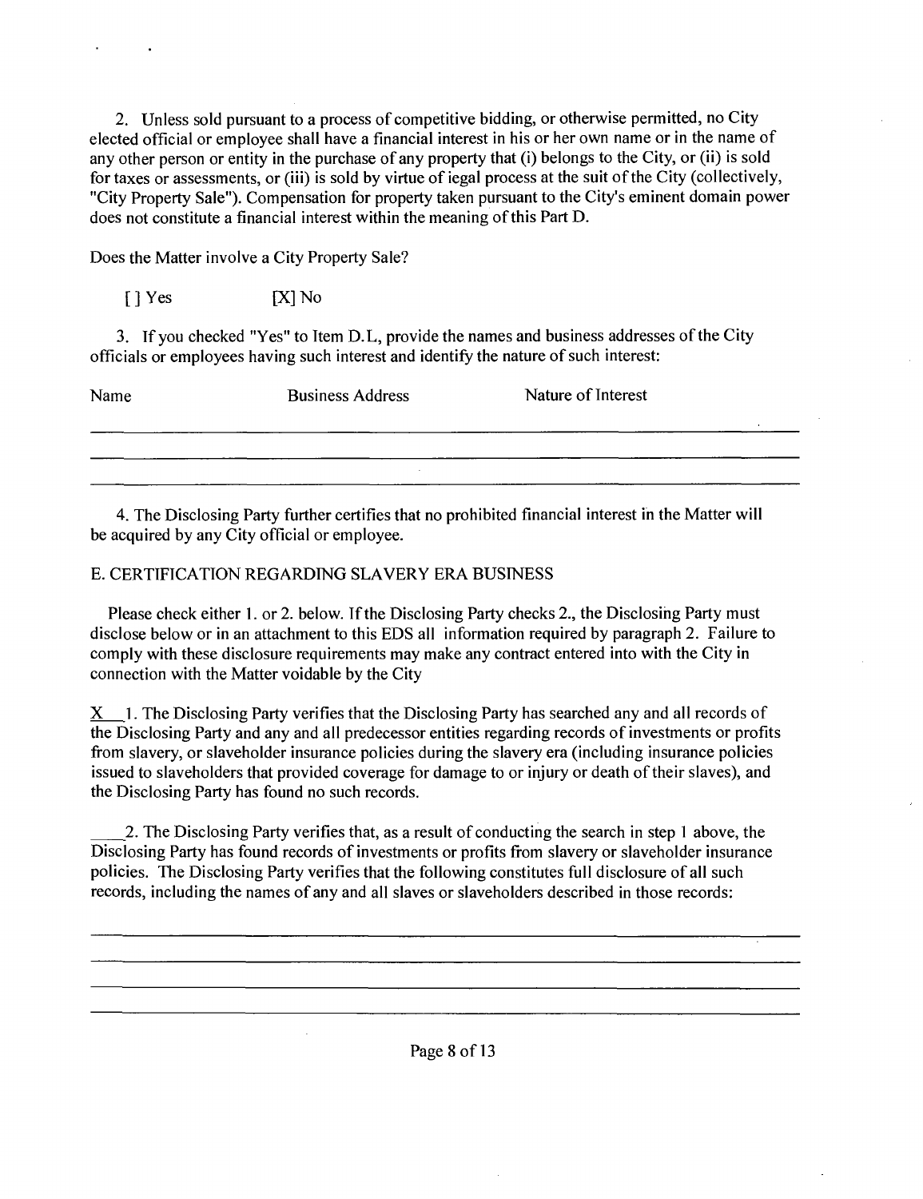2. Unless sold pursuant to a process of competitive bidding, or otherwise permitted, no City elected official or employee shall have a financial interest in his or her own name or in the name of any other person or entity in the purchase of any property that (i) belongs to the City, or (ii) is sold for taxes or assessments, or (iii) is sold by virtue of iegal process at the suit of the City (collectively, "City Property Sale"). Compensation for property taken pursuant to the City's eminent domain power does not constitute a financial interest within the meaning of this Part D.

Does the Matter involve a City Property Sale?

[ ] Yes [X] No

3. If you checked "Yes" to Item D.L, provide the names and business addresses of the City officials or employees having such interest and identify the nature of such interest:

| Name | Business Address | Nature of Interest |
| --- | --- | --- |
| | | |
| | | |
| | | |

4. The Disclosing Party further certifies that no prohibited financial interest in the Matter will be acquired by any City official or employee.

E. CERTIFICATION REGARDING SLAVERY ERA BUSINESS

Please check either 1. or 2. below. If the Disclosing Party checks 2., the Disclosing Party must disclose below or in an attachment to this EDS all information required by paragraph 2. Failure to comply with these disclosure requirements may make any contract entered into with the City in connection with the Matter voidable by the City

X 1. The Disclosing Party verifies that the Disclosing Party has searched any and all records of the Disclosing Party and any and all predecessor entities regarding records of investments or profits from slavery, or slaveholder insurance policies during the slavery era (including insurance policies issued to slaveholders that provided coverage for damage to or injury or death of their slaves), and the Disclosing Party has found no such records.

\_\_\_\_2. The Disclosing Party verifies that, as a result of conducting the search in step 1 above, the Disclosing Party has found records of investments or profits from slavery or slaveholder insurance policies. The Disclosing Party verifies that the following constitutes full disclosure of all such records, including the names of any and all slaves or slaveholders described in those records: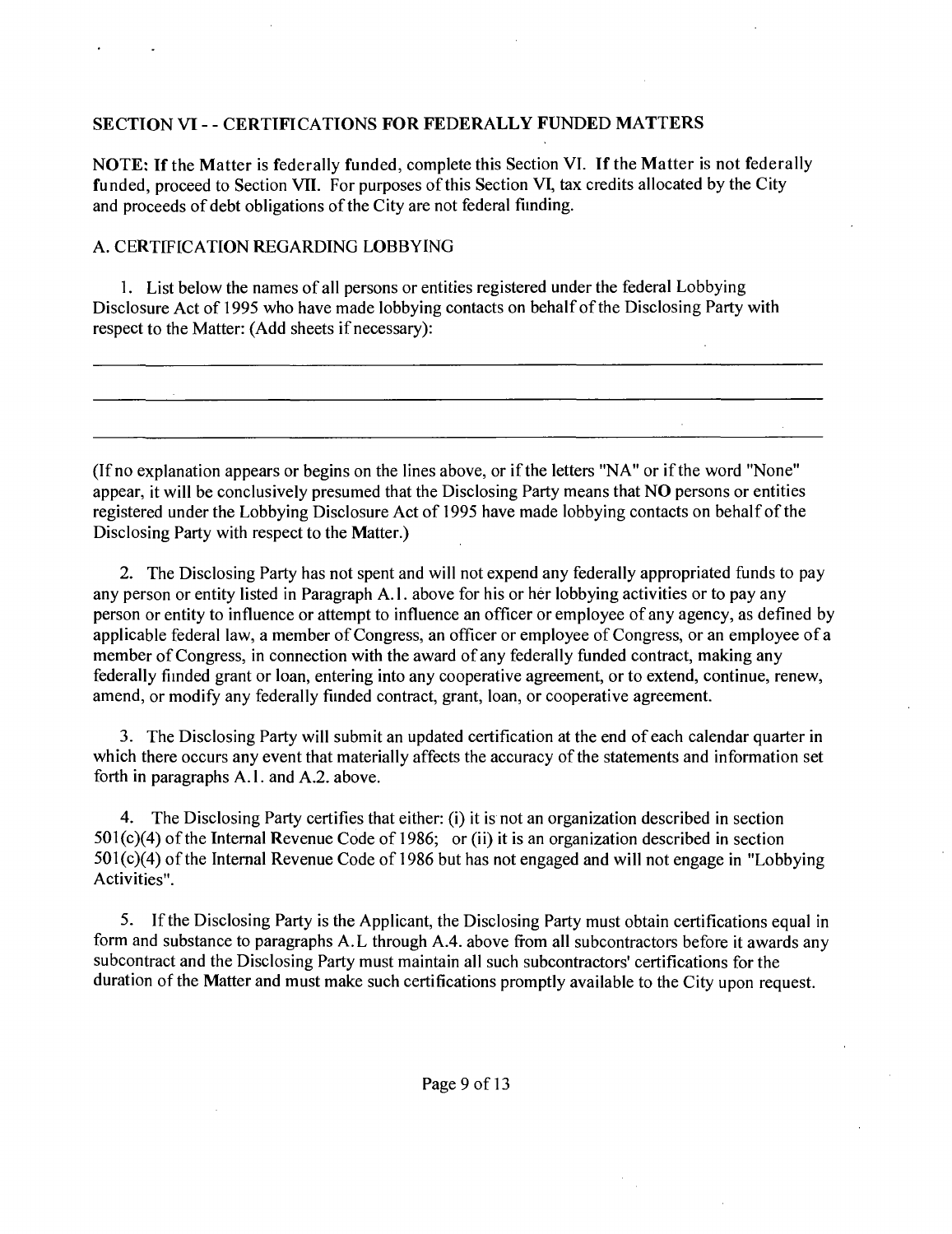## SECTION VI - - CERTIFICATIONS FOR FEDERALLY FUNDED MATTERS

NOTE: If the Matter is federally funded, complete this Section VI. If the Matter is not federally funded, proceed to Section VII. For purposes of this Section VI, tax credits allocated by the City and proceeds of debt obligations of the City are not federal funding.

### A. CERTIFICATION REGARDING LOBBYING

1. List below the names of all persons or entities registered under the federal Lobbying Disclosure Act of 1995 who have made lobbying contacts on behalf of the Disclosing Party with respect to the Matter: (Add sheets if necessary):

\_\_\_\_\_\_\_\_\_\_\_\_\_\_\_\_\_\_\_\_\_\_\_\_\_\_\_\_\_\_\_\_\_\_\_\_\_\_\_\_\_\_\_\_\_\_\_\_\_\_\_\_\_\_\_\_\_\_\_\_

\_\_\_\_\_\_\_\_\_\_\_\_\_\_\_\_\_\_\_\_\_\_\_\_\_\_\_\_\_\_\_\_\_\_\_\_\_\_\_\_\_\_\_\_\_\_\_\_\_\_\_\_\_\_\_\_\_\_\_\_

\_\_\_\_\_\_\_\_\_\_\_\_\_\_\_\_\_\_\_\_\_\_\_\_\_\_\_\_\_\_\_\_\_\_\_\_\_\_\_\_\_\_\_\_\_\_\_\_\_\_\_\_\_\_\_\_\_\_\_\_

(If no explanation appears or begins on the lines above, or if the letters "NA" or if the word "None" appear, it will be conclusively presumed that the Disclosing Party means that **NO** persons or entities registered under the Lobbying Disclosure Act of 1995 have made lobbying contacts on behalf of the Disclosing Party with respect to the Matter.)

2. The Disclosing Party has not spent and will not expend any federally appropriated funds to pay any person or entity listed in Paragraph A.1. above for his or her lobbying activities or to pay any person or entity to influence or attempt to influence an officer or employee of any agency, as defined by applicable federal law, a member of Congress, an officer or employee of Congress, or an employee of a member of Congress, in connection with the award of any federally funded contract, making any federally funded grant or loan, entering into any cooperative agreement, or to extend, continue, renew, amend, or modify any federally funded contract, grant, loan, or cooperative agreement.

3. The Disclosing Party will submit an updated certification at the end of each calendar quarter in which there occurs any event that materially affects the accuracy of the statements and information set forth in paragraphs A.1. and A.2. above.

4. The Disclosing Party certifies that either: (i) it is not an organization described in section 501(c)(4) of the Internal Revenue Code of 1986; or (ii) it is an organization described in section 501(c)(4) of the Internal Revenue Code of 1986 but has not engaged and will not engage in "Lobbying Activities".

5. If the Disclosing Party is the Applicant, the Disclosing Party must obtain certifications equal in form and substance to paragraphs A.L through A.4. above from all subcontractors before it awards any subcontract and the Disclosing Party must maintain all such subcontractors' certifications for the duration of the Matter and must make such certifications promptly available to the City upon request.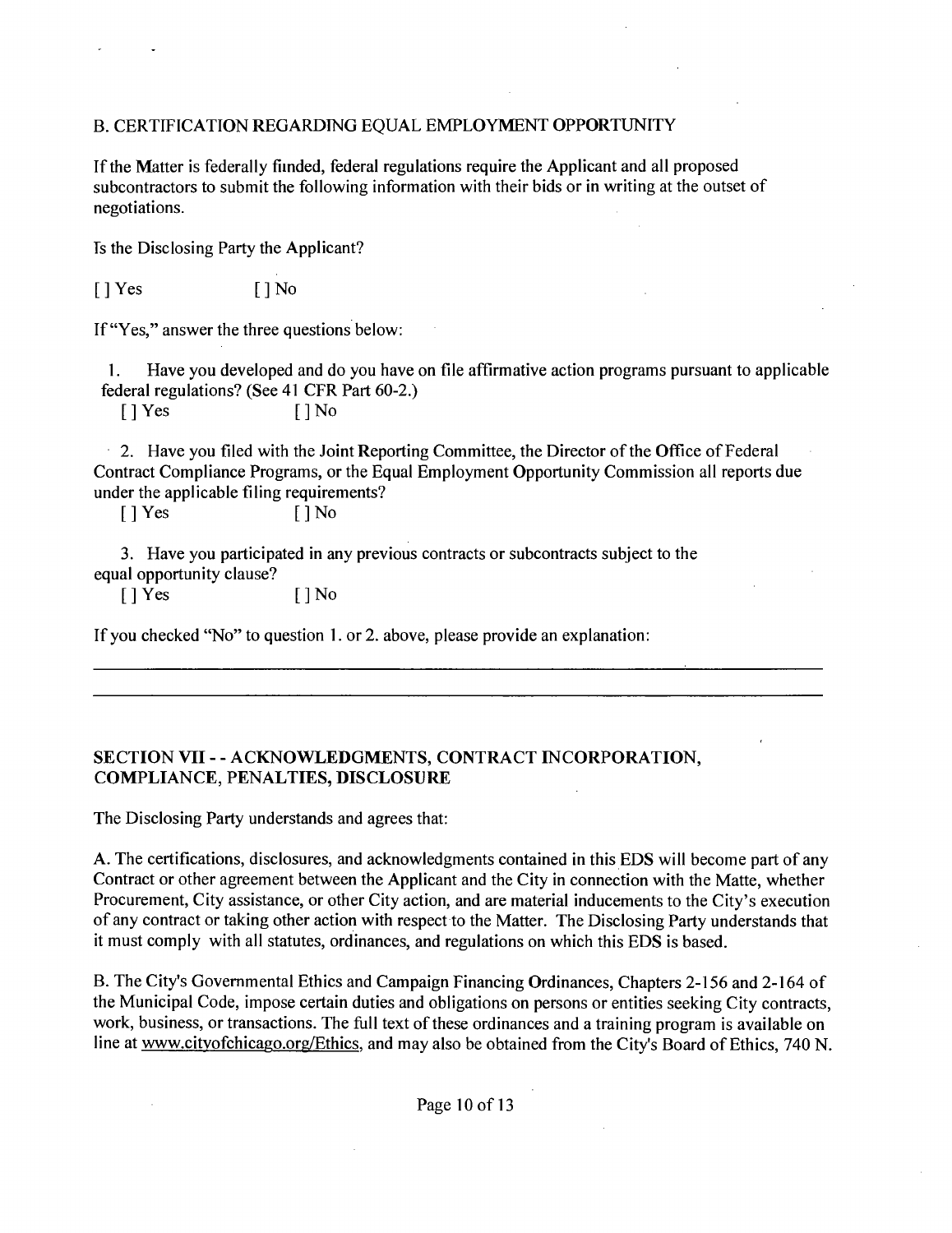B. CERTIFICATION REGARDING EQUAL EMPLOYMENT OPPORTUNITY

If the Matter is federally fimded, federal regulations require the Applicant and all proposed subcontractors to submit the following information with their bids or in writing at the outset of negotiations.

Is the Disclosing Party the Applicant?

[ ] Yes [ ] No

If "Yes," answer the three questions below:

1. Have you developed and do you have on file affirmative action programs pursuant to applicable federal regulations? (See 41 CFR Part 60-2.)

   [ ] Yes [ ] No

2. Have you filed with the Joint Reporting Committee, the Director of the Office of Federal Contract Compliance Programs, or the Equal Employment Opportunity Commission all reports due under the applicable filing requirements?

   [ ] Yes [ ] No

3. Have you participated in any previous contracts or subcontracts subject to the equal opportunity clause?

   [ ] Yes [ ] No

If you checked "No" to question 1. or 2. above, please provide an explanation:

## SECTION VII - - ACKNOWLEDGMENTS, CONTRACT INCORPORATION, COMPLIANCE, PENALTIES, DISCLOSURE

The Disclosing Party understands and agrees that:

A. The certifications, disclosures, and acknowledgments contained in this EDS will become part of any Contract or other agreement between the Applicant and the City in connection with the Matte, whether Procurement, City assistance, or other City action, and are material inducements to the City's execution of any contract or taking other action with respect to the Matter. The Disclosing Party understands that it must comply with all statutes, ordinances, and regulations on which this EDS is based.

B. The City's Governmental Ethics and Campaign Financing Ordinances, Chapters 2-156 and 2-164 of the Municipal Code, impose certain duties and obligations on persons or entities seeking City contracts, work, business, or transactions. The full text of these ordinances and a training program is available on line at www.cityofchicago.org/Ethics, and may also be obtained from the City's Board of Ethics, 740 N.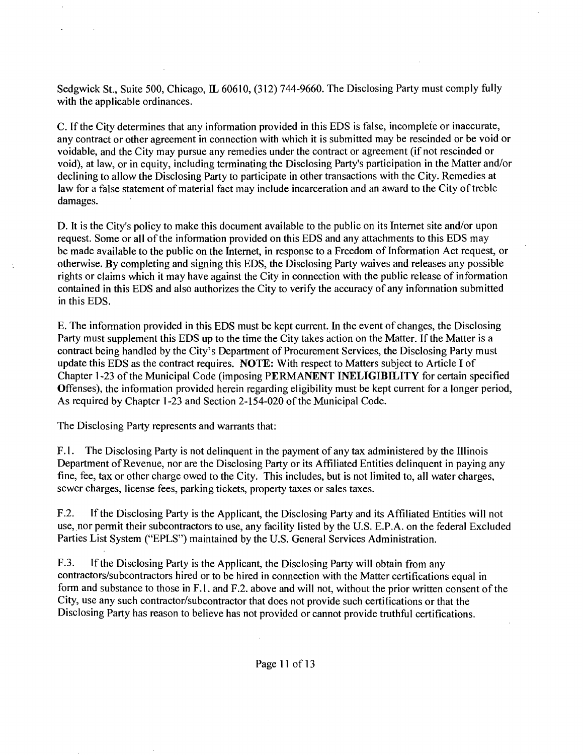Sedgwick St., Suite 500, Chicago, IL 60610, (312) 744-9660. The Disclosing Party must comply fully with the applicable ordinances.

C. If the City determines that any information provided in this EDS is false, incomplete or inaccurate, any contract or other agreement in connection with which it is submitted may be rescinded or be void or voidable, and the City may pursue any remedies under the contract or agreement (if not rescinded or void), at law, or in equity, including terminating the Disclosing Party's participation in the Matter and/or declining to allow the Disclosing Party to participate in other transactions with the City. Remedies at law for a false statement of material fact may include incarceration and an award to the City of treble damages.

D. It is the City's policy to make this document available to the public on its Internet site and/or upon request. Some or all of the information provided on this EDS and any attachments to this EDS may be made available to the public on the Internet, in response to a Freedom of Information Act request, or otherwise. By completing and signing this EDS, the Disclosing Party waives and releases any possible rights or claims which it may have against the City in connection with the public release of information contained in this EDS and also authorizes the City to verify the accuracy of any information submitted in this EDS.

E. The information provided in this EDS must be kept current. In the event of changes, the Disclosing Party must supplement this EDS up to the time the City takes action on the Matter. If the Matter is a contract being handled by the City's Department of Procurement Services, the Disclosing Party must update this EDS as the contract requires. **NOTE:** With respect to Matters subject to Article I of Chapter 1-23 of the Municipal Code (imposing **PERMANENT INELIGIBILITY** for certain specified Offenses), the information provided herein regarding eligibility must be kept current for a longer period, As required by Chapter 1-23 and Section 2-154-020 of the Municipal Code.

The Disclosing Party represents and warrants that:

F.1. The Disclosing Party is not delinquent in the payment of any tax administered by the Illinois Department of Revenue, nor are the Disclosing Party or its Affiliated Entities delinquent in paying any fine, fee, tax or other charge owed to the City. This includes, but is not limited to, all water charges, sewer charges, license fees, parking tickets, property taxes or sales taxes.

F.2. If the Disclosing Party is the Applicant, the Disclosing Party and its Affiliated Entities will not use, nor permit their subcontractors to use, any facility listed by the U.S. E.P.A. on the federal Excluded Parties List System ("EPLS") maintained by the U.S. General Services Administration.

F.3. If the Disclosing Party is the Applicant, the Disclosing Party will obtain from any contractors/subcontractors hired or to be hired in connection with the Matter certifications equal in form and substance to those in F.1. and F.2. above and will not, without the prior written consent of the City, use any such contractor/subcontractor that does not provide such certifications or that the Disclosing Party has reason to believe has not provided or cannot provide truthful certifications.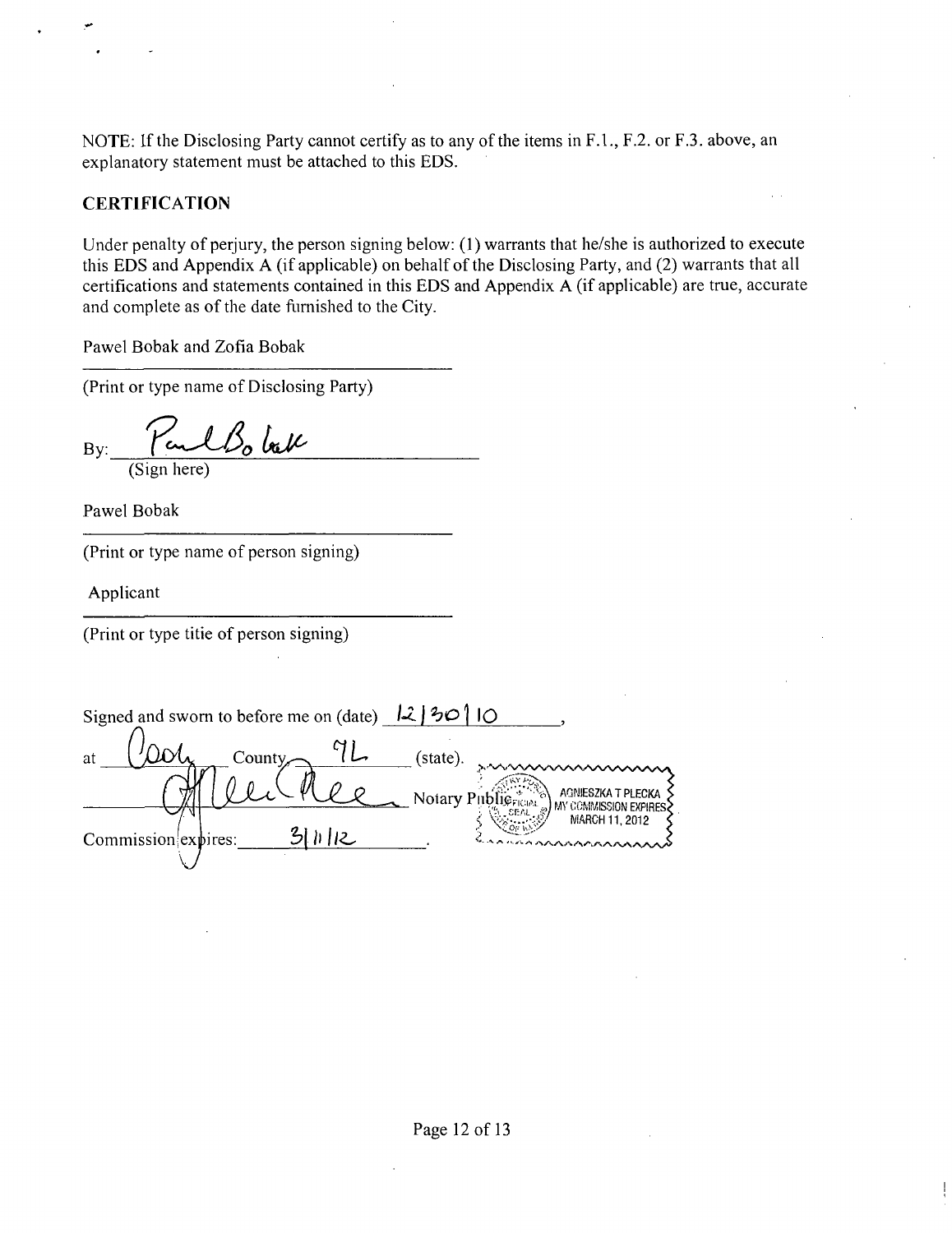NOTE: If the Disclosing Party cannot certify as to any of the items in F.1., F.2. or F.3. above, an explanatory statement must be attached to this EDS.

## CERTIFICATION

Under penalty of perjury, the person signing below: (1) warrants that he/she is authorized to execute this EDS and Appendix A (if applicable) on behalf of the Disclosing Party, and (2) warrants that all certifications and statements contained in this EDS and Appendix A (if applicable) are true, accurate and complete as of the date furnished to the City.

Pawel Bobak and Zofia Bobak

(Print or type name of Disclosing Party)

By: Paul Bobak
(Sign here)

Pawel Bobak

(Print or type name of person signing)

Applicant

(Print or type title of person signing)

Signed and sworn to before me on (date) 12/30/10,

at Cook County, IL (state).

_______________ Notary Public

Commission expires: 3/11/12.

OFFICIAL SEAL
AGNIESZKA T PLECKA
MY COMMISSION EXPIRES
MARCH 11, 2012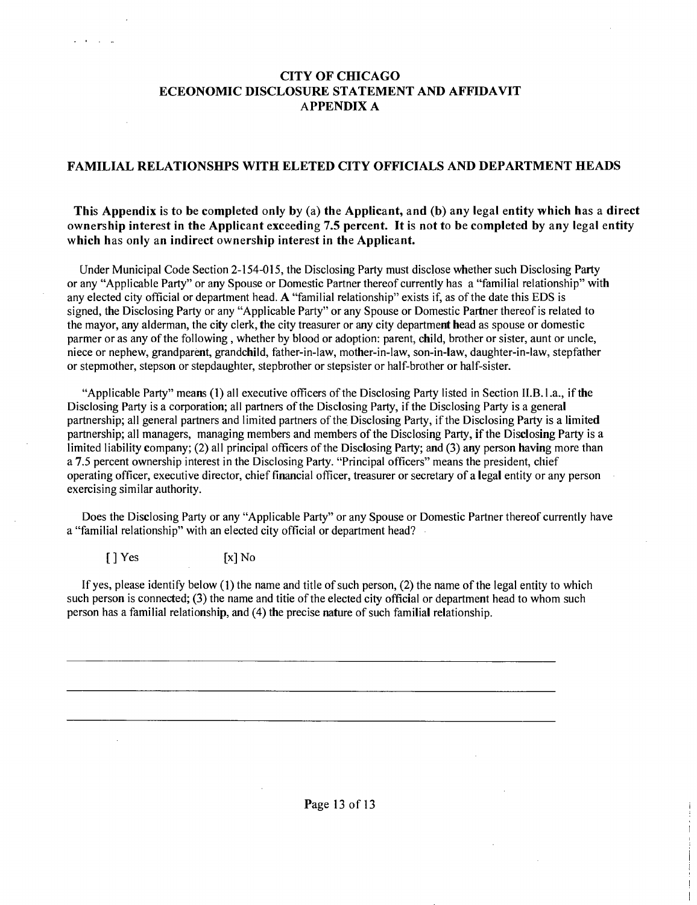# CITY OF CHICAGO
# ECEONOMIC DISCLOSURE STATEMENT AND AFFIDAVIT
# APPENDIX A

## FAMILIAL RELATIONSHPS WITH ELETED CITY OFFICIALS AND DEPARTMENT HEADS

**This Appendix is to be completed only by (a) the Applicant, and (b) any legal entity which has a direct ownership interest in the Applicant exceeding 7.5 percent. It is not to be completed by any legal entity which has only an indirect ownership interest in the Applicant.**

Under Municipal Code Section 2-154-015, the Disclosing Party must disclose whether such Disclosing Party or any "Applicable Party" or any Spouse or Domestic Partner thereof currently has a "familial relationship" with any elected city official or department head. A "familial relationship" exists if, as of the date this EDS is signed, the Disclosing Party or any "Applicable Party" or any Spouse or Domestic Partner thereof is related to the mayor, any alderman, the city clerk, the city treasurer or any city department head as spouse or domestic parmer or as any of the following , whether by blood or adoption: parent, child, brother or sister, aunt or uncle, niece or nephew, grandparent, grandchild, father-in-law, mother-in-law, son-in-law, daughter-in-law, stepfather or stepmother, stepson or stepdaughter, stepbrother or stepsister or half-brother or half-sister.

"Applicable Party" means (1) all executive officers of the Disclosing Party listed in Section II.B.1.a., if the Disclosing Party is a corporation; all partners of the Disclosing Party, if the Disclosing Party is a general partnership; all general partners and limited partners of the Disclosing Party, if the Disclosing Party is a limited partnership; all managers, managing members and members of the Disclosing Party, if the Disclosing Party is a limited liability company; (2) all principal officers of the Disclosing Party; and (3) any person having more than a 7.5 percent ownership interest in the Disclosing Party. "Principal officers" means the president, chief operating officer, executive director, chief financial officer, treasurer or secretary of a legal entity or any person exercising similar authority.

Does the Disclosing Party or any "Applicable Party" or any Spouse or Domestic Partner thereof currently have a "familial relationship" with an elected city official or department head?

[ ] Yes [x] No

If yes, please identify below (1) the name and title of such person, (2) the name of the legal entity to which such person is connected; (3) the name and titie of the elected city official or department head to whom such person has a familial relationship, and (4) the precise nature of such familial relationship.

\_\_\_\_\_\_\_\_\_\_\_\_\_\_\_\_\_\_\_\_\_\_\_\_\_\_\_\_\_\_\_\_\_\_\_\_\_\_\_\_\_\_\_\_\_\_\_\_\_\_\_\_\_\_\_\_\_\_\_\_\_\_\_\_\_\_\_\_\_\_

\_\_\_\_\_\_\_\_\_\_\_\_\_\_\_\_\_\_\_\_\_\_\_\_\_\_\_\_\_\_\_\_\_\_\_\_\_\_\_\_\_\_\_\_\_\_\_\_\_\_\_\_\_\_\_\_\_\_\_\_\_\_\_\_\_\_\_\_\_\_

\_\_\_\_\_\_\_\_\_\_\_\_\_\_\_\_\_\_\_\_\_\_\_\_\_\_\_\_\_\_\_\_\_\_\_\_\_\_\_\_\_\_\_\_\_\_\_\_\_\_\_\_\_\_\_\_\_\_\_\_\_\_\_\_\_\_\_\_\_\_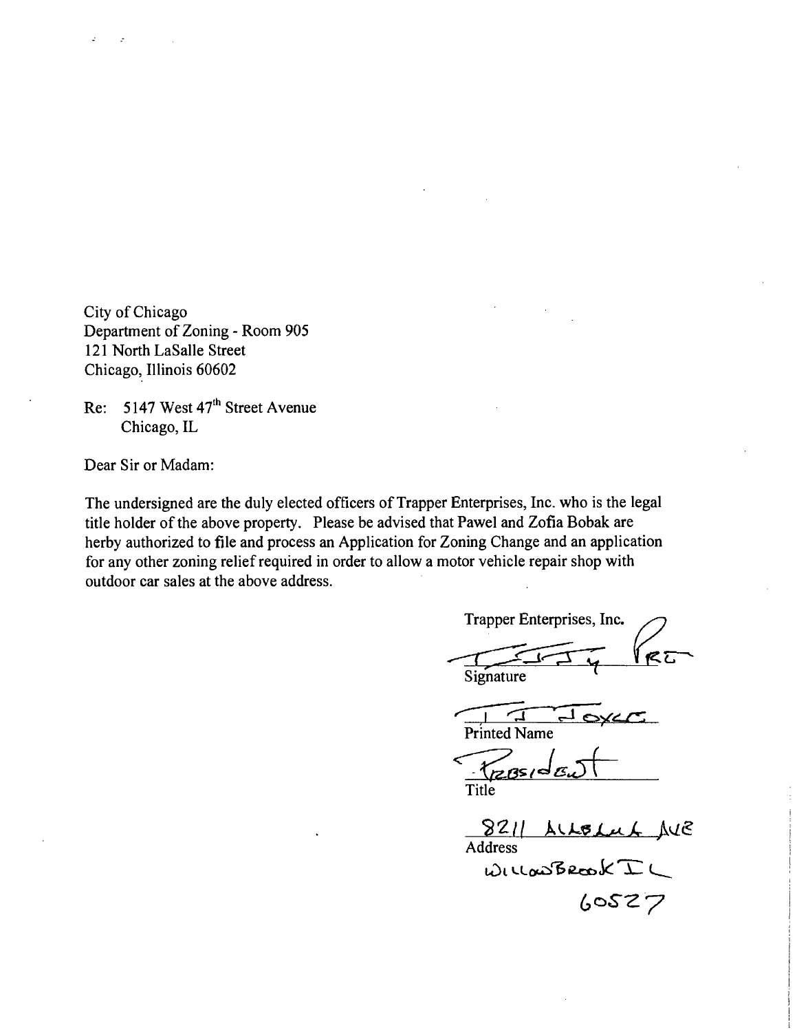City of Chicago
Department of Zoning - Room 905
121 North LaSalle Street
Chicago, Illinois 60602

Re: 5147 West 47th Street Avenue
Chicago, IL

Dear Sir or Madam:

The undersigned are the duly elected officers of Trapper Enterprises, Inc. who is the legal title holder of the above property. Please be advised that Pawel and Zofia Bobak are herby authorized to file and process an Application for Zoning Change and an application for any other zoning relief required in order to allow a motor vehicle repair shop with outdoor car sales at the above address.

Trapper Enterprises, Inc.

[Signature]
Signature

T J Joyce
Printed Name

President
Title

8211 Allbrook Ave
Address
Willowbrook IL
60527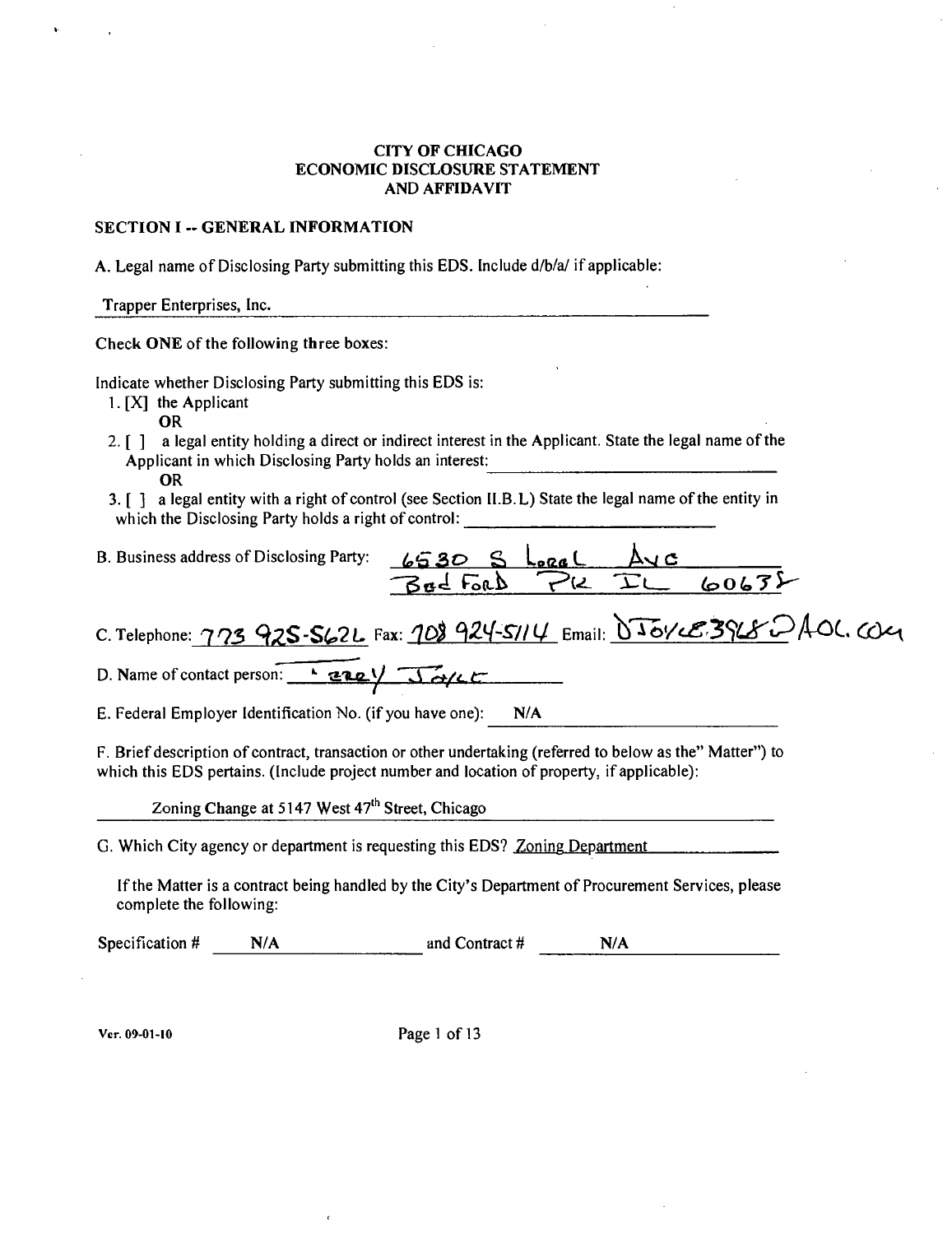# CITY OF CHICAGO
# ECONOMIC DISCLOSURE STATEMENT
# AND AFFIDAVIT

## SECTION I -- GENERAL INFORMATION

A. Legal name of Disclosing Party submitting this EDS. Include d/b/a/ if applicable:

Trapper Enterprises, Inc.

Check **ONE** of the following three boxes:

Indicate whether Disclosing Party submitting this EDS is:

1. [X] the Applicant
   **OR**
2. [ ] a legal entity holding a direct or indirect interest in the Applicant. State the legal name of the Applicant in which Disclosing Party holds an interest: \_\_\_\_\_\_\_\_\_\_
   **OR**
3. [ ] a legal entity with a right of control (see Section II.B.L) State the legal name of the entity in which the Disclosing Party holds a right of control: \_\_\_\_\_\_\_\_\_\_

B. Business address of Disclosing Party: 6530 S Laral Ave
Bed Ford PK IL 60638

C. Telephone: 773 925-5626 Fax: 708 924-5114 Email: DJoyce3968@AOL.com

D. Name of contact person: Terry Joyce

E. Federal Employer Identification No. (if you have one): N/A

F. Brief description of contract, transaction or other undertaking (referred to below as the" Matter") to which this EDS pertains. (Include project number and location of property, if applicable):

Zoning Change at 5147 West 47th Street, Chicago

G. Which City agency or department is requesting this EDS? Zoning Department

If the Matter is a contract being handled by the City's Department of Procurement Services, please complete the following:

Specification # N/A and Contract # N/A

Ver. 09-01-10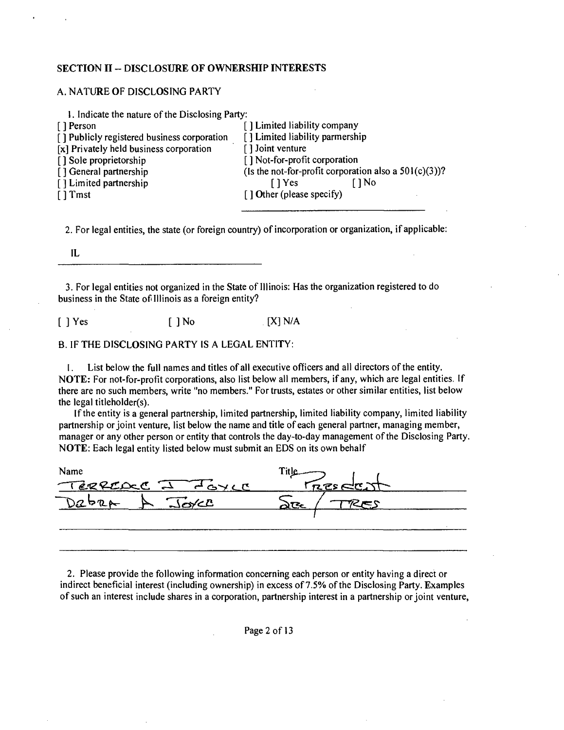## SECTION II -- DISCLOSURE OF OWNERSHIP INTERESTS

### A. NATURE OF DISCLOSING PARTY

1. Indicate the nature of the Disclosing Party:

[ ] Person
[ ] Publicly registered business corporation
[x] Privately held business corporation
[ ] Sole proprietorship
[ ] General partnership
[ ] Limited partnership
[ ] Tmst
[ ] Limited liability company
[ ] Limited liability parmership
[ ] Joint venture
[ ] Not-for-profit corporation
(Is the not-for-profit corporation also a 501(c)(3))?
[ ] Yes [ ] No
[ ] Other (please specify)

2. For legal entities, the state (or foreign country) of incorporation or organization, if applicable:

IL

3. For legal entities not organized in the State of Illinois: Has the organization registered to do business in the State of Illinois as a foreign entity?

[ ] Yes [ ] No [X] N/A

### B. IF THE DISCLOSING PARTY IS A LEGAL ENTITY:

1. List below the full names and titles of all executive officers and all directors of the entity. **NOTE:** For not-for-profit corporations, also list below all members, if any, which are legal entities. If there are no such members, write "no members." For trusts, estates or other similar entities, list below the legal titleholder(s).

If the entity is a general partnership, limited partnership, limited liability company, limited liability partnership or joint venture, list below the name and title of each general partner, managing member, manager or any other person or entity that controls the day-to-day management of the Disclosing Party. **NOTE**: Each legal entity listed below must submit an EDS on its own behalf

| Name | Title |
|---|---|
| Terrence J Joyce | President |
| Debra A Joyce | Sec / Tres |

2. Please provide the following information concerning each person or entity having a direct or indirect beneficial interest (including ownership) in excess of 7.5% of the Disclosing Party. Examples of such an interest include shares in a corporation, partnership interest in a partnership or joint venture,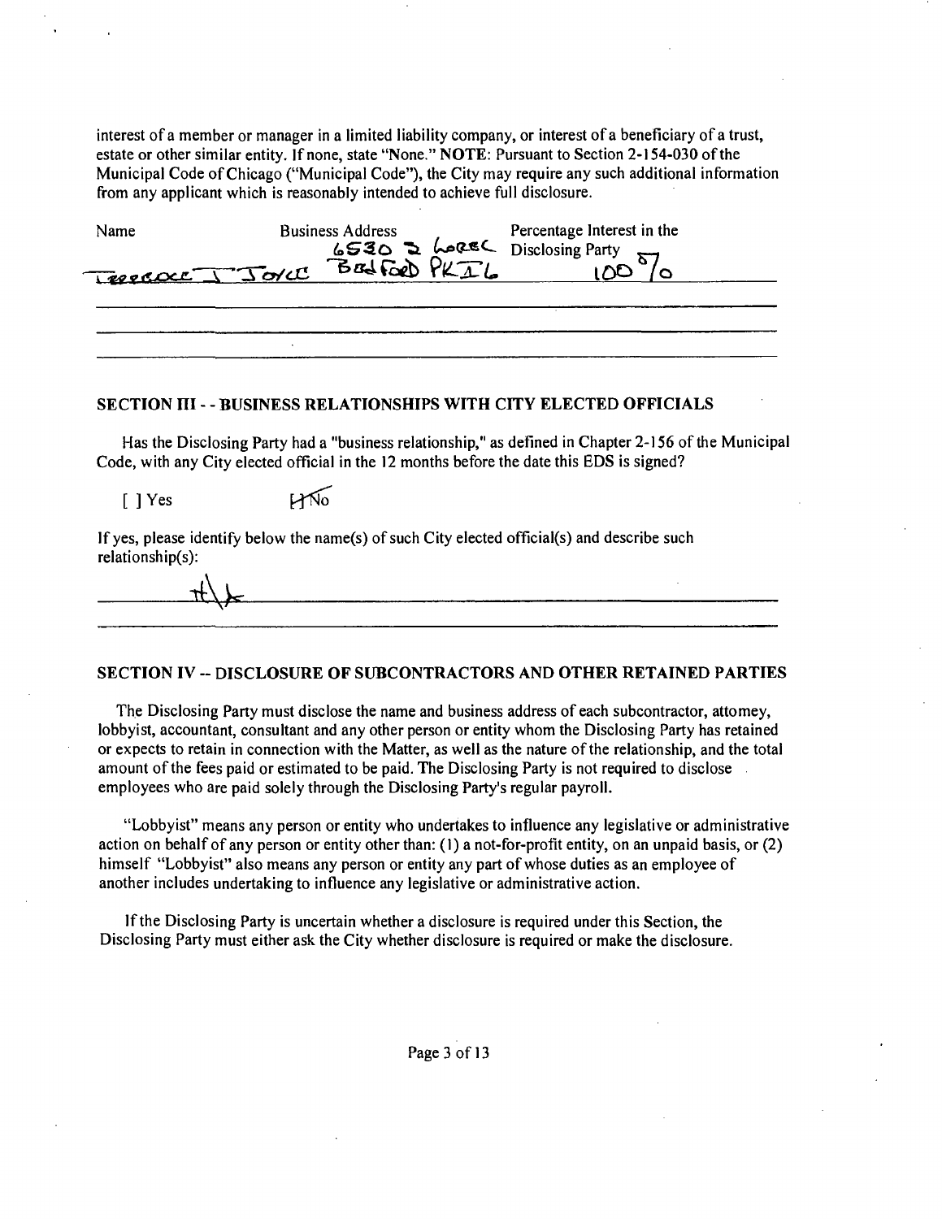interest of a member or manager in a limited liability company, or interest of a beneficiary of a trust, estate or other similar entity. If none, state "None." **NOTE**: Pursuant to Section 2-154-030 of the Municipal Code of Chicago ("Municipal Code"), the City may require any such additional information from any applicant which is reasonably intended to achieve full disclosure.

| Name | Business Address | Percentage Interest in the Disclosing Party |
|---|---|---|
| Terrence J Joyce | 6530 S Lorel Bedford PK IL | 100% |
| | | |
| | | |
| | | |

## SECTION III - - BUSINESS RELATIONSHIPS WITH CITY ELECTED OFFICIALS

Has the Disclosing Party had a "business relationship," as defined in Chapter 2-156 of the Municipal Code, with any City elected official in the 12 months before the date this EDS is signed?

[ ] Yes     [X] No

If yes, please identify below the name(s) of such City elected official(s) and describe such relationship(s):

NA

## SECTION IV -- DISCLOSURE OF SUBCONTRACTORS AND OTHER RETAINED PARTIES

The Disclosing Party must disclose the name and business address of each subcontractor, attorney, lobbyist, accountant, consultant and any other person or entity whom the Disclosing Party has retained or expects to retain in connection with the Matter, as well as the nature of the relationship, and the total amount of the fees paid or estimated to be paid. The Disclosing Party is not required to disclose employees who are paid solely through the Disclosing Party's regular payroll.

"Lobbyist" means any person or entity who undertakes to influence any legislative or administrative action on behalf of any person or entity other than: (1) a not-for-profit entity, on an unpaid basis, or (2) himself "Lobbyist" also means any person or entity any part of whose duties as an employee of another includes undertaking to influence any legislative or administrative action.

If the Disclosing Party is uncertain whether a disclosure is required under this Section, the Disclosing Party must either ask the City whether disclosure is required or make the disclosure.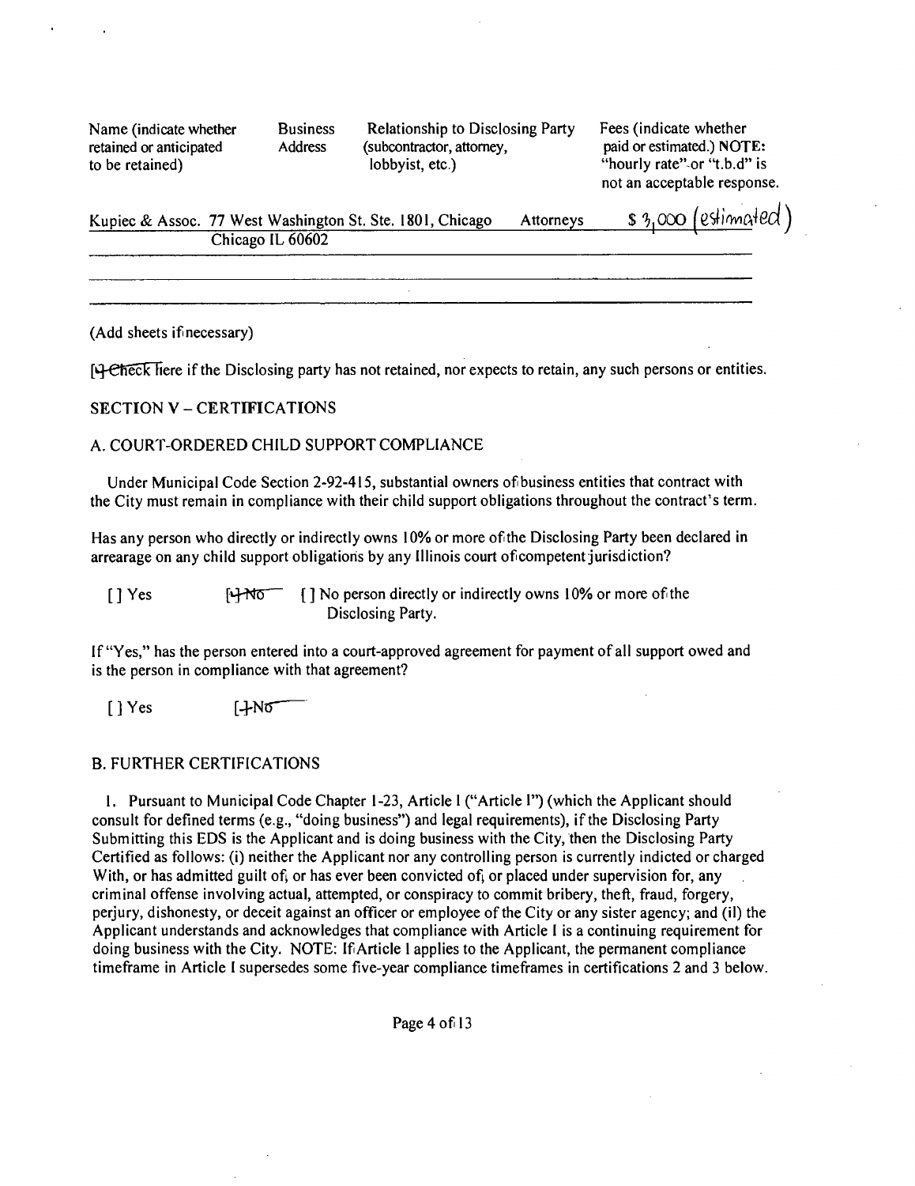| Name (indicate whether retained or anticipated to be retained) | Business Address | Relationship to Disclosing Party (subcontractor, attorney, lobbyist, etc.) | Fees (indicate whether paid or estimated.) NOTE: "hourly rate" or "t.b.d" is not an acceptable response. |
| --- | --- | --- | --- |
| Kupiec & Assoc. | 77 West Washington St. Ste. 1801, Chicago Chicago IL 60602 | Attorneys | $ 3,000 (estimated) |
| | | | |
| | | | |

(Add sheets if necessary)

[ ] Check here if the Disclosing party has not retained, nor expects to retain, any such persons or entities.

## SECTION V – CERTIFICATIONS

### A. COURT-ORDERED CHILD SUPPORT COMPLIANCE

Under Municipal Code Section 2-92-415, substantial owners of business entities that contract with the City must remain in compliance with their child support obligations throughout the contract's term.

Has any person who directly or indirectly owns 10% or more of the Disclosing Party been declared in arrearage on any child support obligations by any Illinois court of competent jurisdiction?

[ ] Yes [ ] No [ ] No person directly or indirectly owns 10% or more of the Disclosing Party.

If "Yes," has the person entered into a court-approved agreement for payment of all support owed and is the person in compliance with that agreement?

[ ] Yes [ ] No

### B. FURTHER CERTIFICATIONS

1. Pursuant to Municipal Code Chapter 1-23, Article I ("Article I") (which the Applicant should consult for defined terms (e.g., "doing business") and legal requirements), if the Disclosing Party Submitting this EDS is the Applicant and is doing business with the City, then the Disclosing Party Certified as follows: (i) neither the Applicant nor any controlling person is currently indicted or charged With, or has admitted guilt of, or has ever been convicted of, or placed under supervision for, any criminal offense involving actual, attempted, or conspiracy to commit bribery, theft, fraud, forgery, perjury, dishonesty, or deceit against an officer or employee of the City or any sister agency; and (ii) the Applicant understands and acknowledges that compliance with Article I is a continuing requirement for doing business with the City. NOTE: If Article I applies to the Applicant, the permanent compliance timeframe in Article I supersedes some five-year compliance timeframes in certifications 2 and 3 below.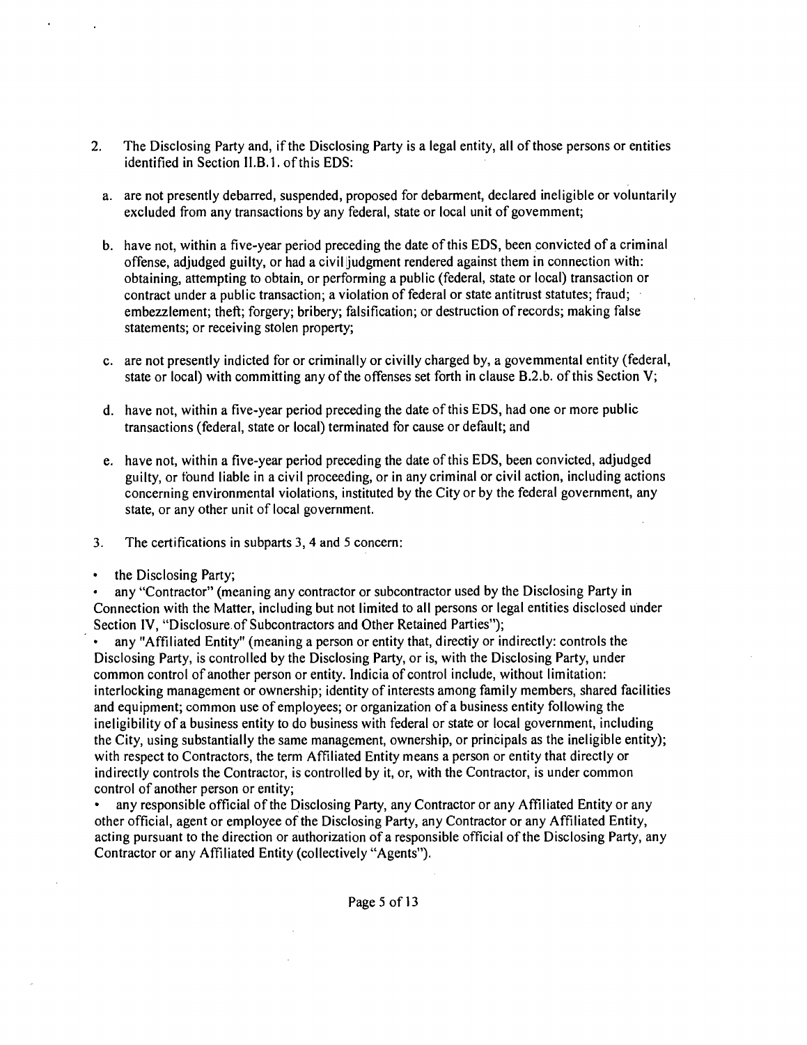2. The Disclosing Party and, if the Disclosing Party is a legal entity, all of those persons or entities identified in Section II.B.1. of this EDS:

   a. are not presently debarred, suspended, proposed for debarment, declared ineligible or voluntarily excluded from any transactions by any federal, state or local unit of government;

   b. have not, within a five-year period preceding the date of this EDS, been convicted of a criminal offense, adjudged guilty, or had a civil judgment rendered against them in connection with: obtaining, attempting to obtain, or performing a public (federal, state or local) transaction or contract under a public transaction; a violation of federal or state antitrust statutes; fraud; embezzlement; theft; forgery; bribery; falsification; or destruction of records; making false statements; or receiving stolen property;

   c. are not presently indicted for or criminally or civilly charged by, a governmental entity (federal, state or local) with committing any of the offenses set forth in clause B.2.b. of this Section V;

   d. have not, within a five-year period preceding the date of this EDS, had one or more public transactions (federal, state or local) terminated for cause or default; and

   e. have not, within a five-year period preceding the date of this EDS, been convicted, adjudged guilty, or found liable in a civil proceeding, or in any criminal or civil action, including actions concerning environmental violations, instituted by the City or by the federal government, any state, or any other unit of local government.

3. The certifications in subparts 3, 4 and 5 concern:

- the Disclosing Party;
- any "Contractor" (meaning any contractor or subcontractor used by the Disclosing Party in Connection with the Matter, including but not limited to all persons or legal entities disclosed under Section IV, "Disclosure of Subcontractors and Other Retained Parties");
- any "Affiliated Entity" (meaning a person or entity that, directly or indirectly: controls the Disclosing Party, is controlled by the Disclosing Party, or is, with the Disclosing Party, under common control of another person or entity. Indicia of control include, without limitation: interlocking management or ownership; identity of interests among family members, shared facilities and equipment; common use of employees; or organization of a business entity following the ineligibility of a business entity to do business with federal or state or local government, including the City, using substantially the same management, ownership, or principals as the ineligible entity); with respect to Contractors, the term Affiliated Entity means a person or entity that directly or indirectly controls the Contractor, is controlled by it, or, with the Contractor, is under common control of another person or entity;
- any responsible official of the Disclosing Party, any Contractor or any Affiliated Entity or any other official, agent or employee of the Disclosing Party, any Contractor or any Affiliated Entity, acting pursuant to the direction or authorization of a responsible official of the Disclosing Party, any Contractor or any Affiliated Entity (collectively "Agents").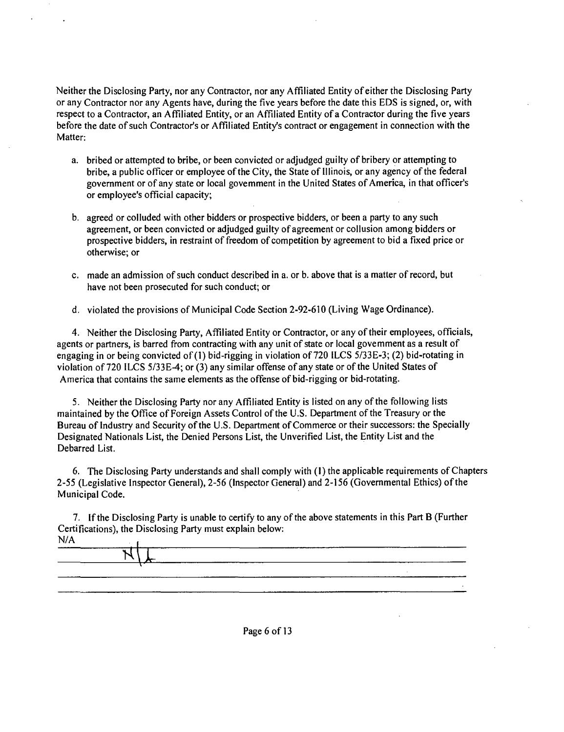Neither the Disclosing Party, nor any Contractor, nor any Affiliated Entity of either the Disclosing Party or any Contractor nor any Agents have, during the five years before the date this EDS is signed, or, with respect to a Contractor, an Affiliated Entity, or an Affiliated Entity of a Contractor during the five years before the date of such Contractor's or Affiliated Entity's contract or engagement in connection with the Matter:

a. bribed or attempted to bribe, or been convicted or adjudged guilty of bribery or attempting to bribe, a public officer or employee of the City, the State of Illinois, or any agency of the federal government or of any state or local government in the United States of America, in that officer's or employee's official capacity;

b. agreed or colluded with other bidders or prospective bidders, or been a party to any such agreement, or been convicted or adjudged guilty of agreement or collusion among bidders or prospective bidders, in restraint of freedom of competition by agreement to bid a fixed price or otherwise; or

c. made an admission of such conduct described in a. or b. above that is a matter of record, but have not been prosecuted for such conduct; or

d. violated the provisions of Municipal Code Section 2-92-610 (Living Wage Ordinance).

4. Neither the Disclosing Party, Affiliated Entity or Contractor, or any of their employees, officials, agents or partners, is barred from contracting with any unit of state or local government as a result of engaging in or being convicted of (1) bid-rigging in violation of 720 ILCS 5/33E-3; (2) bid-rotating in violation of 720 ILCS 5/33E-4; or (3) any similar offense of any state or of the United States of America that contains the same elements as the offense of bid-rigging or bid-rotating.

5. Neither the Disclosing Party nor any Affiliated Entity is listed on any of the following lists maintained by the Office of Foreign Assets Control of the U.S. Department of the Treasury or the Bureau of Industry and Security of the U.S. Department of Commerce or their successors: the Specially Designated Nationals List, the Denied Persons List, the Unverified List, the Entity List and the Debarred List.

6. The Disclosing Party understands and shall comply with (1) the applicable requirements of Chapters 2-55 (Legislative Inspector General), 2-56 (Inspector General) and 2-156 (Governmental Ethics) of the Municipal Code.

7. If the Disclosing Party is unable to certify to any of the above statements in this Part B (Further Certifications), the Disclosing Party must explain below:

N/A

N/A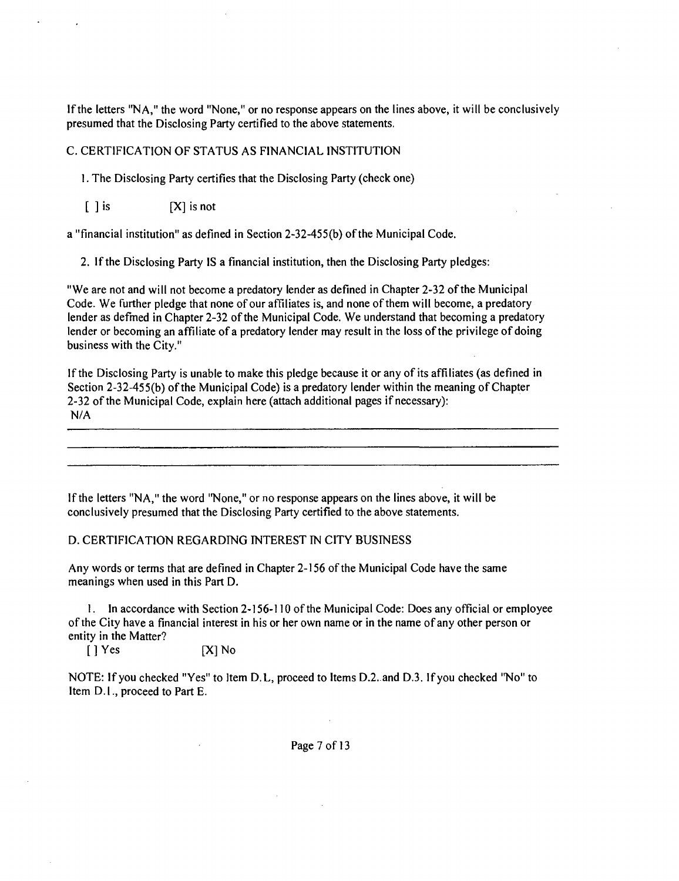If the letters "NA," the word "None," or no response appears on the lines above, it will be conclusively presumed that the Disclosing Party certified to the above statements.

C. CERTIFICATION OF STATUS AS FINANCIAL INSTITUTION

1. The Disclosing Party certifies that the Disclosing Party (check one)

[ ] is [X] is not

a "financial institution" as defined in Section 2-32-455(b) of the Municipal Code.

2. If the Disclosing Party IS a financial institution, then the Disclosing Party pledges:

"We are not and will not become a predatory lender as defined in Chapter 2-32 of the Municipal Code. We further pledge that none of our affiliates is, and none of them will become, a predatory lender as defined in Chapter 2-32 of the Municipal Code. We understand that becoming a predatory lender or becoming an affiliate of a predatory lender may result in the loss of the privilege of doing business with the City."

If the Disclosing Party is unable to make this pledge because it or any of its affiliates (as defined in Section 2-32-455(b) of the Municipal Code) is a predatory lender within the meaning of Chapter 2-32 of the Municipal Code, explain here (attach additional pages if necessary):
N/A

If the letters "NA," the word "None," or no response appears on the lines above, it will be conclusively presumed that the Disclosing Party certified to the above statements.

D. CERTIFICATION REGARDING INTEREST IN CITY BUSINESS

Any words or terms that are defined in Chapter 2-156 of the Municipal Code have the same meanings when used in this Part D.

1. In accordance with Section 2-156-110 of the Municipal Code: Does any official or employee of the City have a financial interest in his or her own name or in the name of any other person or entity in the Matter?

[ ] Yes [X] No

NOTE: If you checked "Yes" to Item D.1., proceed to Items D.2. and D.3. If you checked "No" to Item D.1., proceed to Part E.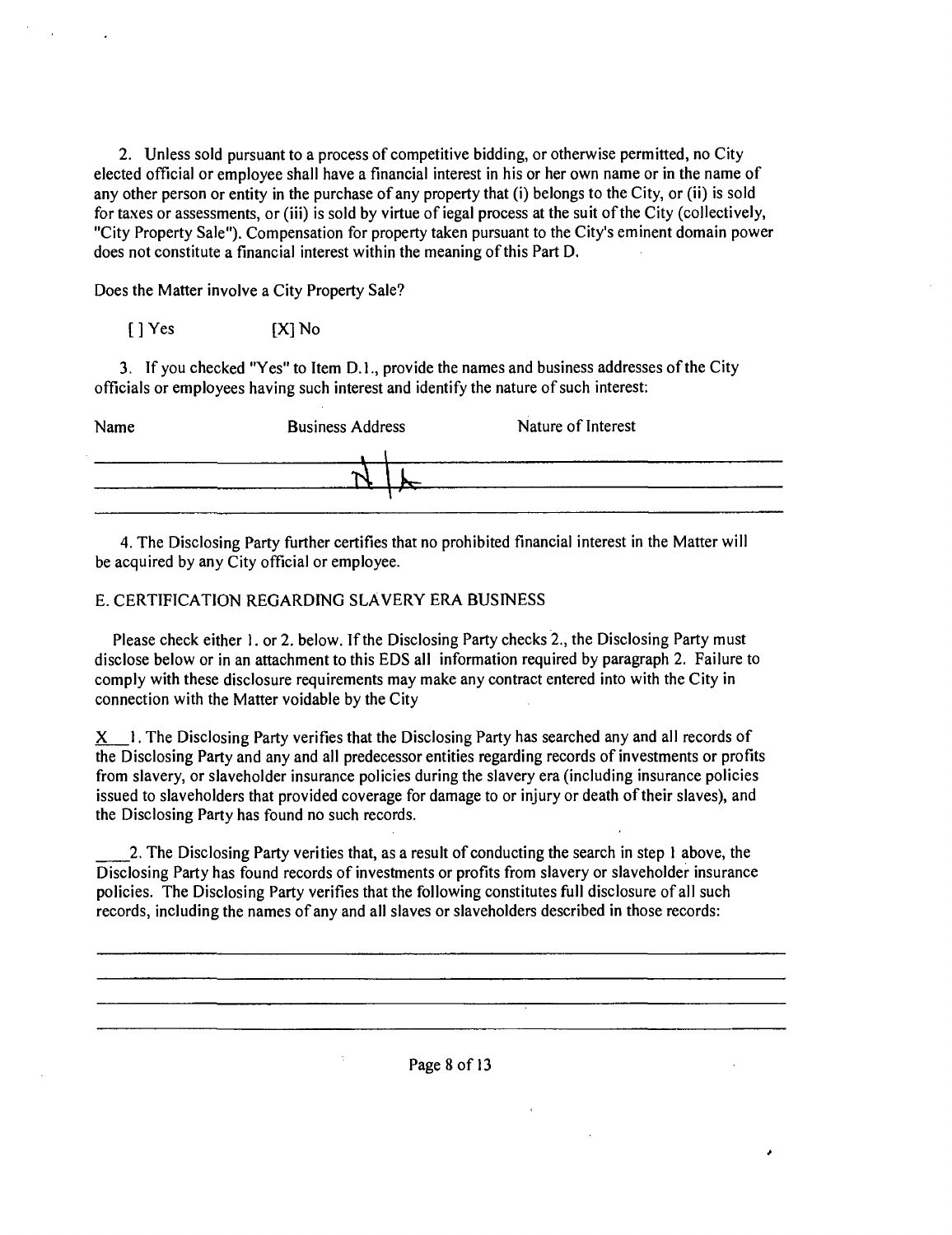2. Unless sold pursuant to a process of competitive bidding, or otherwise permitted, no City elected official or employee shall have a financial interest in his or her own name or in the name of any other person or entity in the purchase of any property that (i) belongs to the City, or (ii) is sold for taxes or assessments, or (iii) is sold by virtue of iegal process at the suit of the City (collectively, "City Property Sale"). Compensation for property taken pursuant to the City's eminent domain power does not constitute a financial interest within the meaning of this Part D.

Does the Matter involve a City Property Sale?

[ ] Yes [X] No

3. If you checked "Yes" to Item D.1., provide the names and business addresses of the City officials or employees having such interest and identify the nature of such interest:

| Name | Business Address | Nature of Interest |
|---|---|---|
| | N/A | |

4. The Disclosing Party further certifies that no prohibited financial interest in the Matter will be acquired by any City official or employee.

E. CERTIFICATION REGARDING SLAVERY ERA BUSINESS

Please check either 1. or 2. below. If the Disclosing Party checks 2., the Disclosing Party must disclose below or in an attachment to this EDS all information required by paragraph 2. Failure to comply with these disclosure requirements may make any contract entered into with the City in connection with the Matter voidable by the City

X 1. The Disclosing Party verifies that the Disclosing Party has searched any and all records of the Disclosing Party and any and all predecessor entities regarding records of investments or profits from slavery, or slaveholder insurance policies during the slavery era (including insurance policies issued to slaveholders that provided coverage for damage to or injury or death of their slaves), and the Disclosing Party has found no such records.

\_\_\_\_2. The Disclosing Party verities that, as a result of conducting the search in step 1 above, the Disclosing Party has found records of investments or profits from slavery or slaveholder insurance policies. The Disclosing Party verifies that the following constitutes full disclosure of all such records, including the names of any and all slaves or slaveholders described in those records: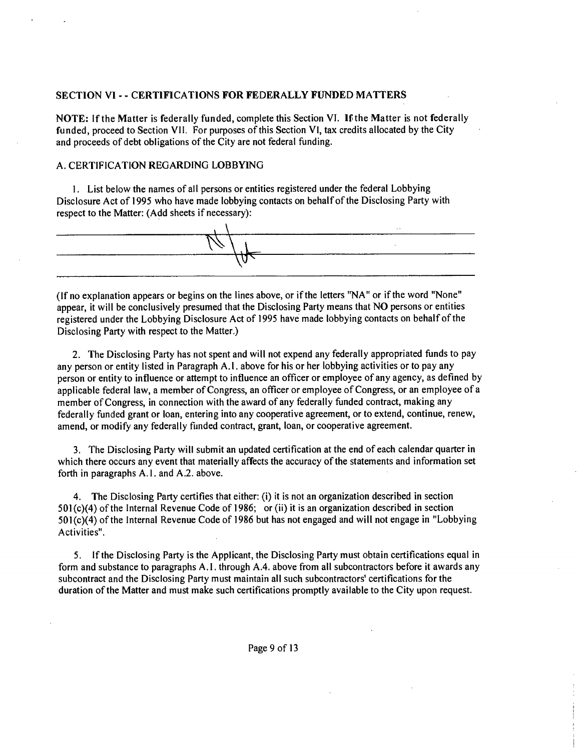## SECTION VI - - CERTIFICATIONS FOR FEDERALLY FUNDED MATTERS

**NOTE:** If the Matter is federally funded, complete this Section VI. If the Matter is not federally funded, proceed to Section VII. For purposes of this Section VI, tax credits allocated by the City and proceeds of debt obligations of the City are not federal funding.

### A. CERTIFICATION REGARDING LOBBYING

1. List below the names of all persons or entities registered under the federal Lobbying Disclosure Act of 1995 who have made lobbying contacts on behalf of the Disclosing Party with respect to the Matter: (Add sheets if necessary):

N/A

(If no explanation appears or begins on the lines above, or if the letters "NA" or if the word "None" appear, it will be conclusively presumed that the Disclosing Party means that NO persons or entities registered under the Lobbying Disclosure Act of 1995 have made lobbying contacts on behalf of the Disclosing Party with respect to the Matter.)

2. The Disclosing Party has not spent and will not expend any federally appropriated funds to pay any person or entity listed in Paragraph A.1. above for his or her lobbying activities or to pay any person or entity to influence or attempt to influence an officer or employee of any agency, as defined by applicable federal law, a member of Congress, an officer or employee of Congress, or an employee of a member of Congress, in connection with the award of any federally funded contract, making any federally funded grant or loan, entering into any cooperative agreement, or to extend, continue, renew, amend, or modify any federally funded contract, grant, loan, or cooperative agreement.

3. The Disclosing Party will submit an updated certification at the end of each calendar quarter in which there occurs any event that materially affects the accuracy of the statements and information set forth in paragraphs A.1. and A.2. above.

4. The Disclosing Party certifies that either: (i) it is not an organization described in section 501(c)(4) of the Internal Revenue Code of 1986; or (ii) it is an organization described in section 501(c)(4) of the Internal Revenue Code of 1986 but has not engaged and will not engage in "Lobbying Activities".

5. If the Disclosing Party is the Applicant, the Disclosing Party must obtain certifications equal in form and substance to paragraphs A.1. through A.4. above from all subcontractors before it awards any subcontract and the Disclosing Party must maintain all such subcontractors' certifications for the duration of the Matter and must make such certifications promptly available to the City upon request.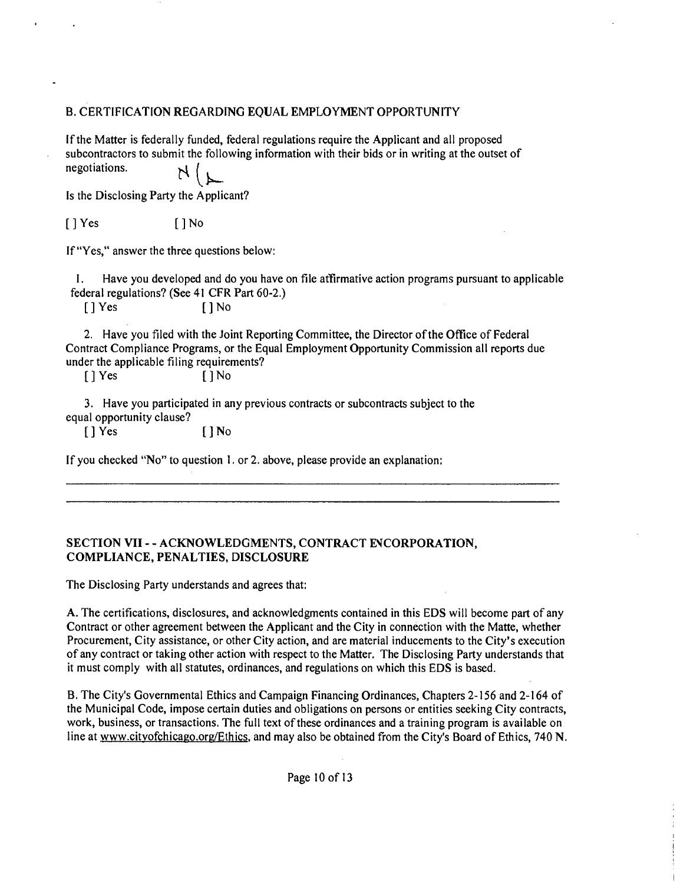B. CERTIFICATION REGARDING EQUAL EMPLOYMENT OPPORTUNITY

If the Matter is federally funded, federal regulations require the Applicant and all proposed subcontractors to submit the following information with their bids or in writing at the outset of negotiations. N/A

Is the Disclosing Party the Applicant?

[ ] Yes [ ] No

If "Yes," answer the three questions below:

1. Have you developed and do you have on file affirmative action programs pursuant to applicable federal regulations? (See 41 CFR Part 60-2.)

   [ ] Yes [ ] No

2. Have you filed with the Joint Reporting Committee, the Director of the Office of Federal Contract Compliance Programs, or the Equal Employment Opportunity Commission all reports due under the applicable filing requirements?

   [ ] Yes [ ] No

3. Have you participated in any previous contracts or subcontracts subject to the equal opportunity clause?

   [ ] Yes [ ] No

If you checked "No" to question 1. or 2. above, please provide an explanation:

______________________________________________________________________________

______________________________________________________________________________

## SECTION VII - - ACKNOWLEDGMENTS, CONTRACT INCORPORATION, COMPLIANCE, PENALTIES, DISCLOSURE

The Disclosing Party understands and agrees that:

A. The certifications, disclosures, and acknowledgments contained in this EDS will become part of any Contract or other agreement between the Applicant and the City in connection with the Matte, whether Procurement, City assistance, or other City action, and are material inducements to the City's execution of any contract or taking other action with respect to the Matter. The Disclosing Party understands that it must comply with all statutes, ordinances, and regulations on which this EDS is based.

B. The City's Governmental Ethics and Campaign Financing Ordinances, Chapters 2-156 and 2-164 of the Municipal Code, impose certain duties and obligations on persons or entities seeking City contracts, work, business, or transactions. The full text of these ordinances and a training program is available on line at www.cityofchicago.org/Ethics, and may also be obtained from the City's Board of Ethics, 740 N.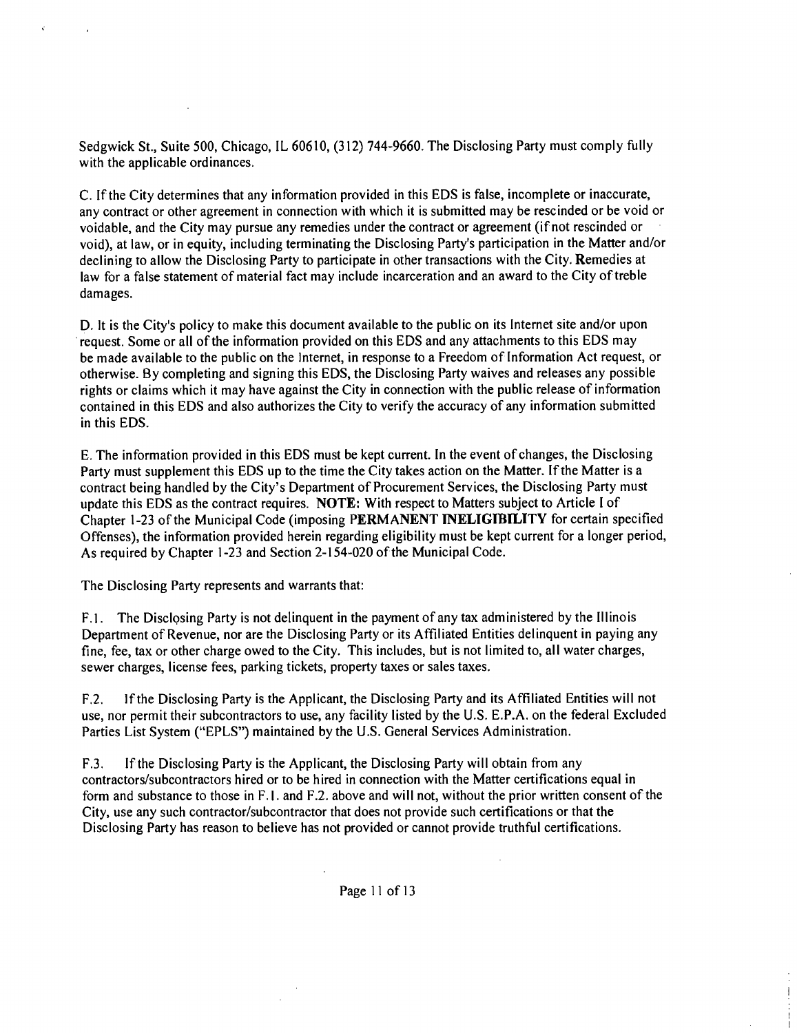Sedgwick St., Suite 500, Chicago, IL 60610, (312) 744-9660. The Disclosing Party must comply fully with the applicable ordinances.

C. If the City determines that any information provided in this EDS is false, incomplete or inaccurate, any contract or other agreement in connection with which it is submitted may be rescinded or be void or voidable, and the City may pursue any remedies under the contract or agreement (if not rescinded or void), at law, or in equity, including terminating the Disclosing Party's participation in the Matter and/or declining to allow the Disclosing Party to participate in other transactions with the City. Remedies at law for a false statement of material fact may include incarceration and an award to the City of treble damages.

D. It is the City's policy to make this document available to the public on its Internet site and/or upon request. Some or all of the information provided on this EDS and any attachments to this EDS may be made available to the public on the Internet, in response to a Freedom of Information Act request, or otherwise. By completing and signing this EDS, the Disclosing Party waives and releases any possible rights or claims which it may have against the City in connection with the public release of information contained in this EDS and also authorizes the City to verify the accuracy of any information submitted in this EDS.

E. The information provided in this EDS must be kept current. In the event of changes, the Disclosing Party must supplement this EDS up to the time the City takes action on the Matter. If the Matter is a contract being handled by the City's Department of Procurement Services, the Disclosing Party must update this EDS as the contract requires. **NOTE:** With respect to Matters subject to Article I of Chapter 1-23 of the Municipal Code (imposing **PERMANENT INELIGIBILITY** for certain specified Offenses), the information provided herein regarding eligibility must be kept current for a longer period, As required by Chapter 1-23 and Section 2-154-020 of the Municipal Code.

The Disclosing Party represents and warrants that:

F.1. The Disclosing Party is not delinquent in the payment of any tax administered by the Illinois Department of Revenue, nor are the Disclosing Party or its Affiliated Entities delinquent in paying any fine, fee, tax or other charge owed to the City. This includes, but is not limited to, all water charges, sewer charges, license fees, parking tickets, property taxes or sales taxes.

F.2. If the Disclosing Party is the Applicant, the Disclosing Party and its Affiliated Entities will not use, nor permit their subcontractors to use, any facility listed by the U.S. E.P.A. on the federal Excluded Parties List System ("EPLS") maintained by the U.S. General Services Administration.

F.3. If the Disclosing Party is the Applicant, the Disclosing Party will obtain from any contractors/subcontractors hired or to be hired in connection with the Matter certifications equal in form and substance to those in F.1. and F.2. above and will not, without the prior written consent of the City, use any such contractor/subcontractor that does not provide such certifications or that the Disclosing Party has reason to believe has not provided or cannot provide truthful certifications.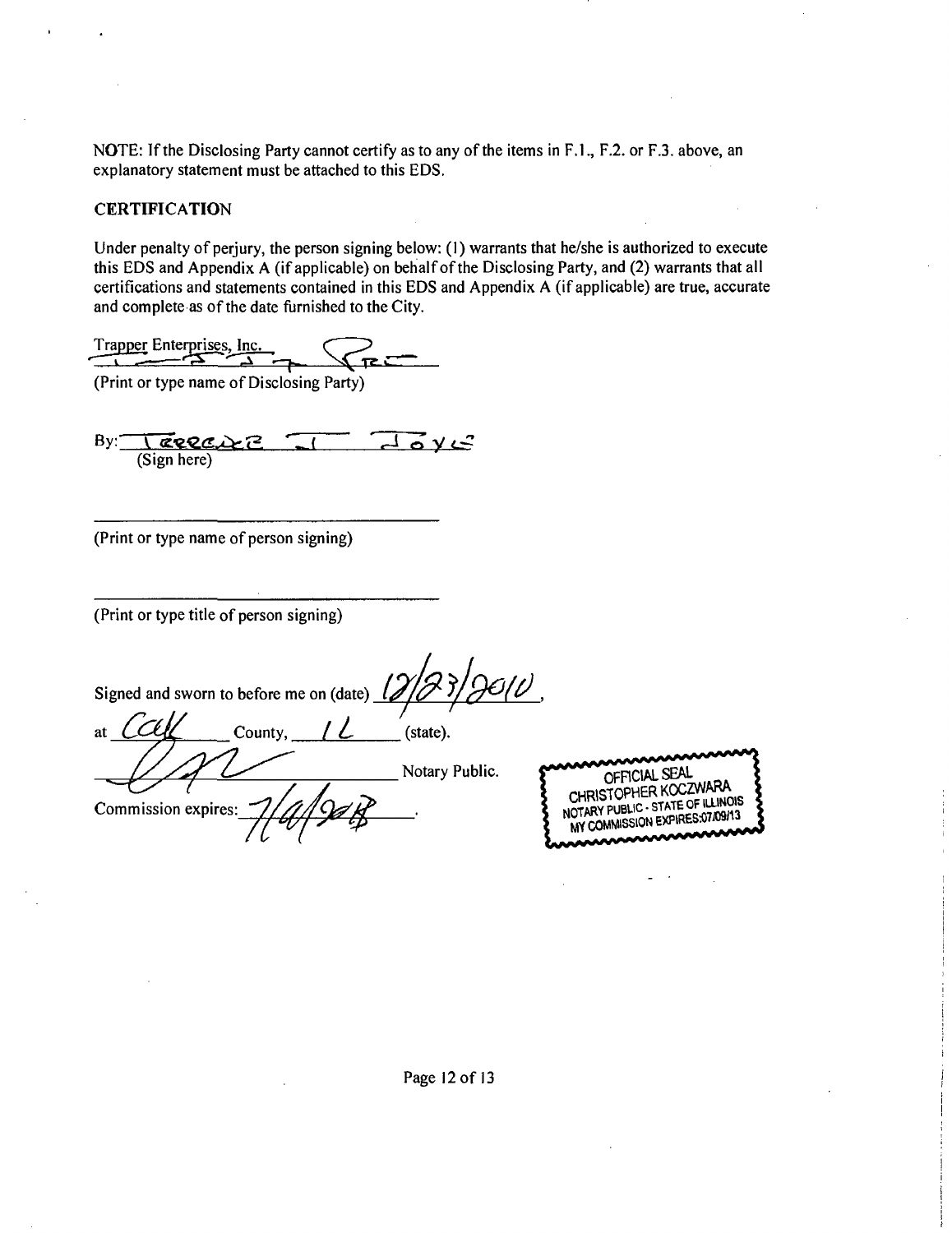NOTE: If the Disclosing Party cannot certify as to any of the items in F.1., F.2. or F.3. above, an explanatory statement must be attached to this EDS.

## CERTIFICATION

Under penalty of perjury, the person signing below: (1) warrants that he/she is authorized to execute this EDS and Appendix A (if applicable) on behalf of the Disclosing Party, and (2) warrants that all certifications and statements contained in this EDS and Appendix A (if applicable) are true, accurate and complete as of the date furnished to the City.

Trapper Enterprises, Inc.
(Print or type name of Disclosing Party)

By: Terrence J. Joyce
(Sign here)

______________________________
(Print or type name of person signing)

______________________________
(Print or type title of person signing)

Signed and sworn to before me on (date) 12/23/2010,

at Cook County, IL (state).

______________________________ Notary Public.

Commission expires: 7/9/2013.

OFFICIAL SEAL
CHRISTOPHER KOCZWARA
NOTARY PUBLIC - STATE OF ILLINOIS
MY COMMISSION EXPIRES:07/09/13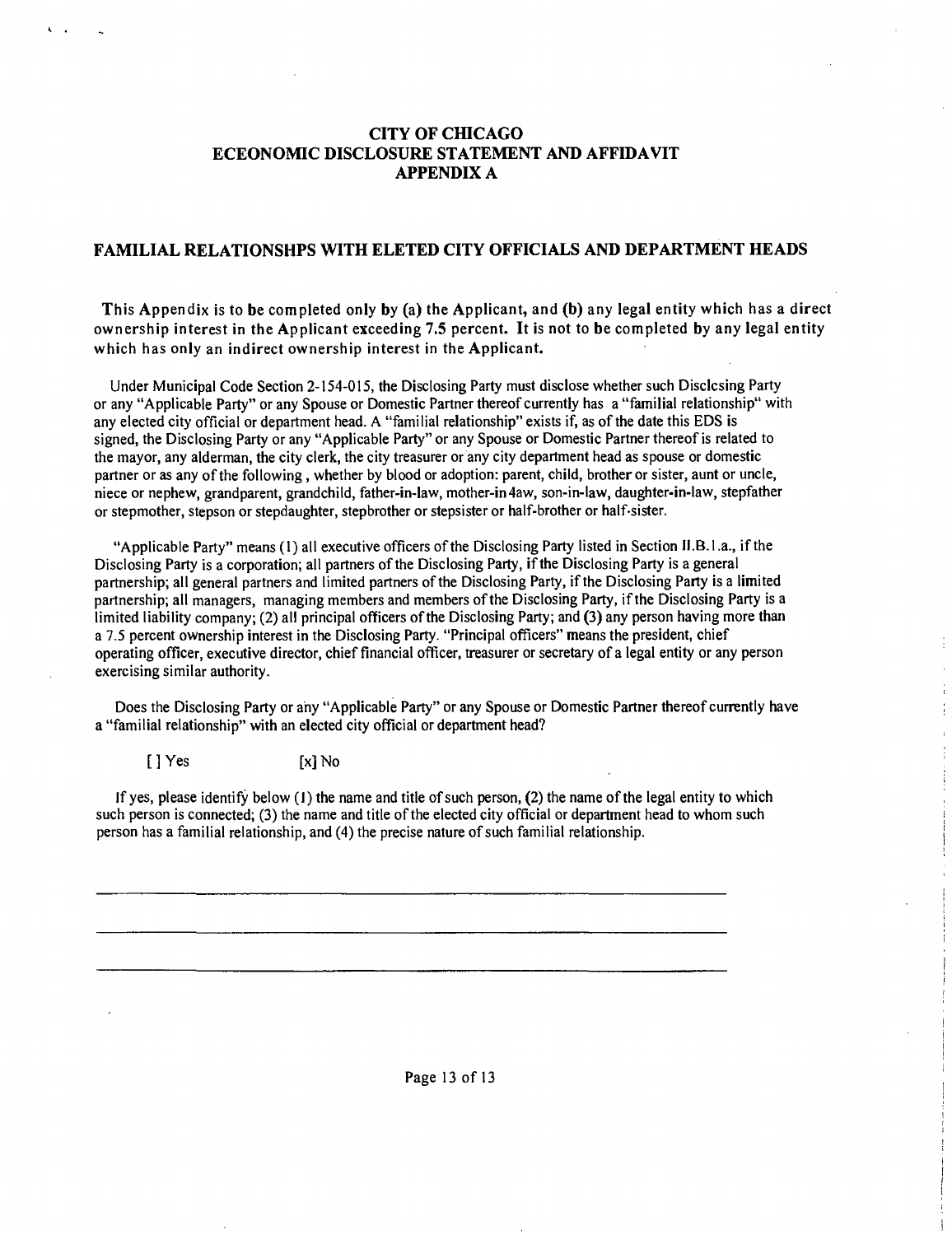# CITY OF CHICAGO
# ECEONOMIC DISCLOSURE STATEMENT AND AFFIDAVIT
# APPENDIX A

## FAMILIAL RELATIONSHPS WITH ELETED CITY OFFICIALS AND DEPARTMENT HEADS

**This Appendix is to be completed only by (a) the Applicant, and (b) any legal entity which has a direct ownership interest in the Applicant exceeding 7.5 percent. It is not to be completed by any legal entity which has only an indirect ownership interest in the Applicant.**

Under Municipal Code Section 2-154-015, the Disclosing Party must disclose whether such Disclcsing Party or any "Applicable Party" or any Spouse or Domestic Partner thereof currently has a "familial relationship" with any elected city official or department head. A "familial relationship" exists if, as of the date this EDS is signed, the Disclosing Party or any "Applicable Party" or any Spouse or Domestic Partner thereof is related to the mayor, any alderman, the city clerk, the city treasurer or any city department head as spouse or domestic partner or as any of the following, whether by blood or adoption: parent, child, brother or sister, aunt or uncle, niece or nephew, grandparent, grandchild, father-in-law, mother-in4aw, son-in-law, daughter-in-law, stepfather or stepmother, stepson or stepdaughter, stepbrother or stepsister or half-brother or half-sister.

"Applicable Party" means (1) all executive officers of the Disclosing Party listed in Section II.B.1.a., if the Disclosing Party is a corporation; all partners of the Disclosing Party, if the Disclosing Party is a general partnership; all general partners and limited partners of the Disclosing Party, if the Disclosing Party is a limited partnership; all managers, managing members and members of the Disclosing Party, if the Disclosing Party is a limited liability company; (2) all principal officers of the Disclosing Party; and (3) any person having more than a 7.5 percent ownership interest in the Disclosing Party. "Principal officers" means the president, chief operating officer, executive director, chief financial officer, treasurer or secretary of a legal entity or any person exercising similar authority.

Does the Disclosing Party or any "Applicable Party" or any Spouse or Domestic Partner thereof currently have a "familial relationship" with an elected city official or department head?

[ ] Yes [x] No

If yes, please identify below (1) the name and title of such person, (2) the name of the legal entity to which such person is connected; (3) the name and title of the elected city official or department head to whom such person has a familial relationship, and (4) the precise nature of such familial relationship.

\_\_\_\_\_\_\_\_\_\_\_\_\_\_\_\_\_\_\_\_\_\_\_\_\_\_\_\_\_\_\_\_\_\_\_\_\_\_\_\_\_\_\_\_\_\_\_\_\_\_\_\_\_\_\_\_\_\_\_\_

\_\_\_\_\_\_\_\_\_\_\_\_\_\_\_\_\_\_\_\_\_\_\_\_\_\_\_\_\_\_\_\_\_\_\_\_\_\_\_\_\_\_\_\_\_\_\_\_\_\_\_\_\_\_\_\_\_\_\_\_

\_\_\_\_\_\_\_\_\_\_\_\_\_\_\_\_\_\_\_\_\_\_\_\_\_\_\_\_\_\_\_\_\_\_\_\_\_\_\_\_\_\_\_\_\_\_\_\_\_\_\_\_\_\_\_\_\_\_\_\_